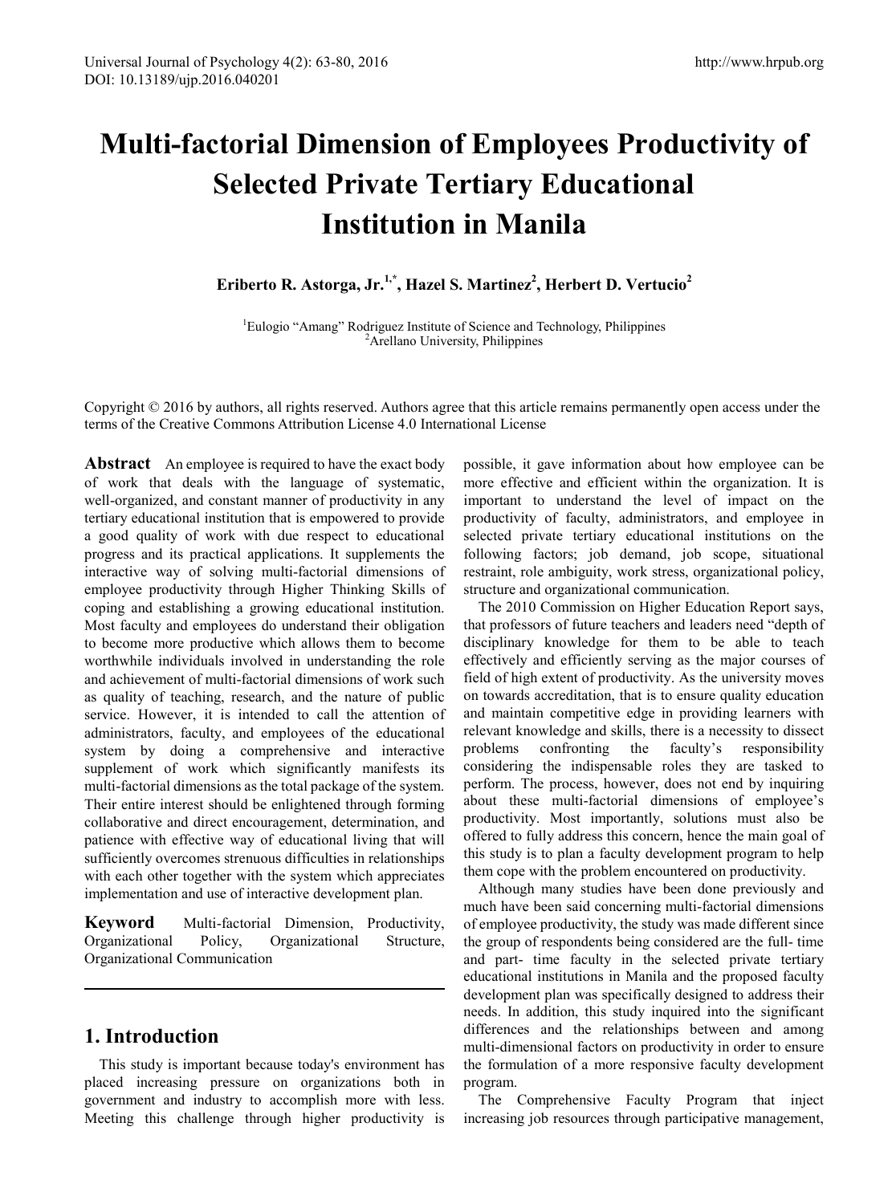# Multi-factorial Dimension of Employees Productivity of Selected Private Tertiary Educational Institution in Manila

**Eriberto R. Astorga, Jr.[1,*], Hazel S. Martinez[2], Herbert D. Vertucio[2]**

[1]Eulogio "Amang" Rodriguez Institute of Science and Technology, Philippines
[2]Arellano University, Philippines

Copyright © 2016 by authors, all rights reserved. Authors agree that this article remains permanently open access under the terms of the Creative Commons Attribution License 4.0 International License

**Abstract** An employee is required to have the exact body of work that deals with the language of systematic, well-organized, and constant manner of productivity in any tertiary educational institution that is empowered to provide a good quality of work with due respect to educational progress and its practical applications. It supplements the interactive way of solving multi-factorial dimensions of employee productivity through Higher Thinking Skills of coping and establishing a growing educational institution. Most faculty and employees do understand their obligation to become more productive which allows them to become worthwhile individuals involved in understanding the role and achievement of multi-factorial dimensions of work such as quality of teaching, research, and the nature of public service. However, it is intended to call the attention of administrators, faculty, and employees of the educational system by doing a comprehensive and interactive supplement of work which significantly manifests its multi-factorial dimensions as the total package of the system. Their entire interest should be enlightened through forming collaborative and direct encouragement, determination, and patience with effective way of educational living that will sufficiently overcomes strenuous difficulties in relationships with each other together with the system which appreciates implementation and use of interactive development plan.

**Keyword** Multi-factorial Dimension, Productivity, Organizational Policy, Organizational Structure, Organizational Communication

## 1. Introduction

This study is important because today's environment has placed increasing pressure on organizations both in government and industry to accomplish more with less. Meeting this challenge through higher productivity is possible, it gave information about how employee can be more effective and efficient within the organization. It is important to understand the level of impact on the productivity of faculty, administrators, and employee in selected private tertiary educational institutions on the following factors; job demand, job scope, situational restraint, role ambiguity, work stress, organizational policy, structure and organizational communication.

The 2010 Commission on Higher Education Report says, that professors of future teachers and leaders need "depth of disciplinary knowledge for them to be able to teach effectively and efficiently serving as the major courses of field of high extent of productivity. As the university moves on towards accreditation, that is to ensure quality education and maintain competitive edge in providing learners with relevant knowledge and skills, there is a necessity to dissect problems confronting the faculty's responsibility considering the indispensable roles they are tasked to perform. The process, however, does not end by inquiring about these multi-factorial dimensions of employee's productivity. Most importantly, solutions must also be offered to fully address this concern, hence the main goal of this study is to plan a faculty development program to help them cope with the problem encountered on productivity.

Although many studies have been done previously and much have been said concerning multi-factorial dimensions of employee productivity, the study was made different since the group of respondents being considered are the full- time and part- time faculty in the selected private tertiary educational institutions in Manila and the proposed faculty development plan was specifically designed to address their needs. In addition, this study inquired into the significant differences and the relationships between and among multi-dimensional factors on productivity in order to ensure the formulation of a more responsive faculty development program.

The Comprehensive Faculty Program that inject increasing job resources through participative management,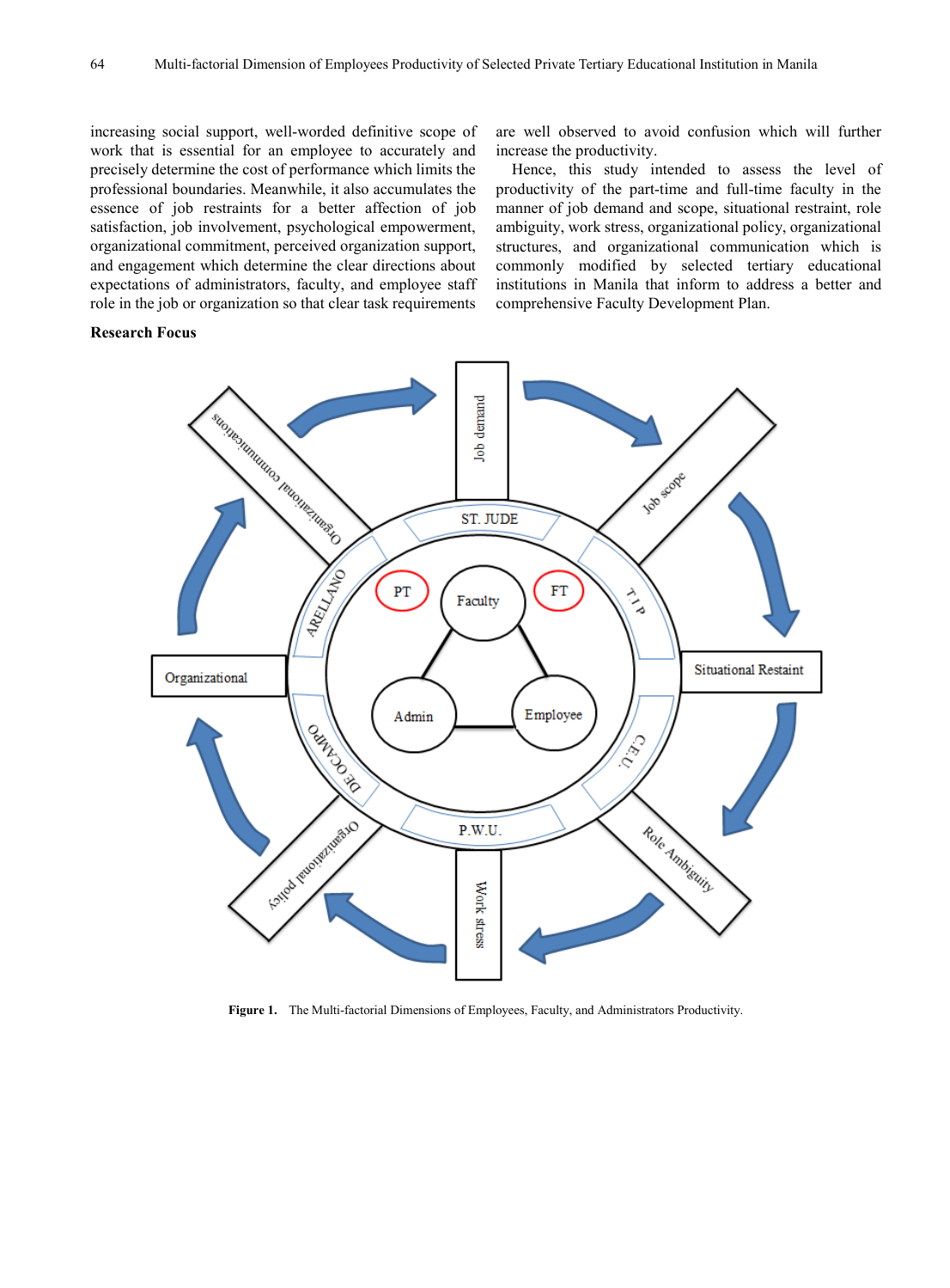increasing social support, well-worded definitive scope of work that is essential for an employee to accurately and precisely determine the cost of performance which limits the professional boundaries. Meanwhile, it also accumulates the essence of job restraints for a better affection of job satisfaction, job involvement, psychological empowerment, organizational commitment, perceived organization support, and engagement which determine the clear directions about expectations of administrators, faculty, and employee staff role in the job or organization so that clear task requirements are well observed to avoid confusion which will further increase the productivity.

Hence, this study intended to assess the level of productivity of the part-time and full-time faculty in the manner of job demand and scope, situational restraint, role ambiguity, work stress, organizational policy, organizational structures, and organizational communication which is commonly modified by selected tertiary educational institutions in Manila that inform to address a better and comprehensive Faculty Development Plan.

**Research Focus**

**Figure 1.** The Multi-factorial Dimensions of Employees, Faculty, and Administrators Productivity.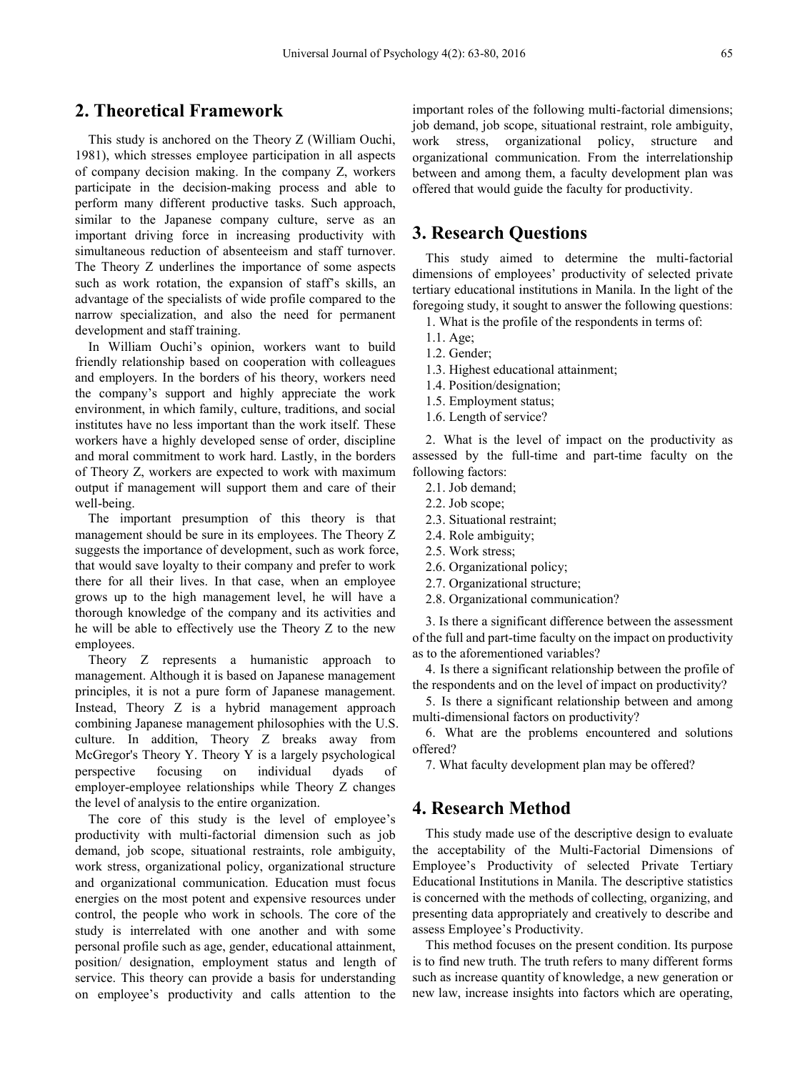## 2. Theoretical Framework

This study is anchored on the Theory Z (William Ouchi, 1981), which stresses employee participation in all aspects of company decision making. In the company Z, workers participate in the decision-making process and able to perform many different productive tasks. Such approach, similar to the Japanese company culture, serve as an important driving force in increasing productivity with simultaneous reduction of absenteeism and staff turnover. The Theory Z underlines the importance of some aspects such as work rotation, the expansion of staff's skills, an advantage of the specialists of wide profile compared to the narrow specialization, and also the need for permanent development and staff training.

In William Ouchi's opinion, workers want to build friendly relationship based on cooperation with colleagues and employers. In the borders of his theory, workers need the company's support and highly appreciate the work environment, in which family, culture, traditions, and social institutes have no less important than the work itself. These workers have a highly developed sense of order, discipline and moral commitment to work hard. Lastly, in the borders of Theory Z, workers are expected to work with maximum output if management will support them and care of their well-being.

The important presumption of this theory is that management should be sure in its employees. The Theory Z suggests the importance of development, such as work force, that would save loyalty to their company and prefer to work there for all their lives. In that case, when an employee grows up to the high management level, he will have a thorough knowledge of the company and its activities and he will be able to effectively use the Theory Z to the new employees.

Theory Z represents a humanistic approach to management. Although it is based on Japanese management principles, it is not a pure form of Japanese management. Instead, Theory Z is a hybrid management approach combining Japanese management philosophies with the U.S. culture. In addition, Theory Z breaks away from McGregor's Theory Y. Theory Y is a largely psychological perspective focusing on individual dyads of employer-employee relationships while Theory Z changes the level of analysis to the entire organization.

The core of this study is the level of employee's productivity with multi-factorial dimension such as job demand, job scope, situational restraints, role ambiguity, work stress, organizational policy, organizational structure and organizational communication. Education must focus energies on the most potent and expensive resources under control, the people who work in schools. The core of the study is interrelated with one another and with some personal profile such as age, gender, educational attainment, position/ designation, employment status and length of service. This theory can provide a basis for understanding on employee's productivity and calls attention to the important roles of the following multi-factorial dimensions; job demand, job scope, situational restraint, role ambiguity, work stress, organizational policy, structure and organizational communication. From the interrelationship between and among them, a faculty development plan was offered that would guide the faculty for productivity.

## 3. Research Questions

This study aimed to determine the multi-factorial dimensions of employees' productivity of selected private tertiary educational institutions in Manila. In the light of the foregoing study, it sought to answer the following questions:

1. What is the profile of the respondents in terms of:
   1.1. Age;
   1.2. Gender;
   1.3. Highest educational attainment;
   1.4. Position/designation;
   1.5. Employment status;
   1.6. Length of service?
2. What is the level of impact on the productivity as assessed by the full-time and part-time faculty on the following factors:
   2.1. Job demand;
   2.2. Job scope;
   2.3. Situational restraint;
   2.4. Role ambiguity;
   2.5. Work stress;
   2.6. Organizational policy;
   2.7. Organizational structure;
   2.8. Organizational communication?
3. Is there a significant difference between the assessment of the full and part-time faculty on the impact on productivity as to the aforementioned variables?
4. Is there a significant relationship between the profile of the respondents and on the level of impact on productivity?
5. Is there a significant relationship between and among multi-dimensional factors on productivity?
6. What are the problems encountered and solutions offered?
7. What faculty development plan may be offered?

## 4. Research Method

This study made use of the descriptive design to evaluate the acceptability of the Multi-Factorial Dimensions of Employee's Productivity of selected Private Tertiary Educational Institutions in Manila. The descriptive statistics is concerned with the methods of collecting, organizing, and presenting data appropriately and creatively to describe and assess Employee's Productivity.

This method focuses on the present condition. Its purpose is to find new truth. The truth refers to many different forms such as increase quantity of knowledge, a new generation or new law, increase insights into factors which are operating,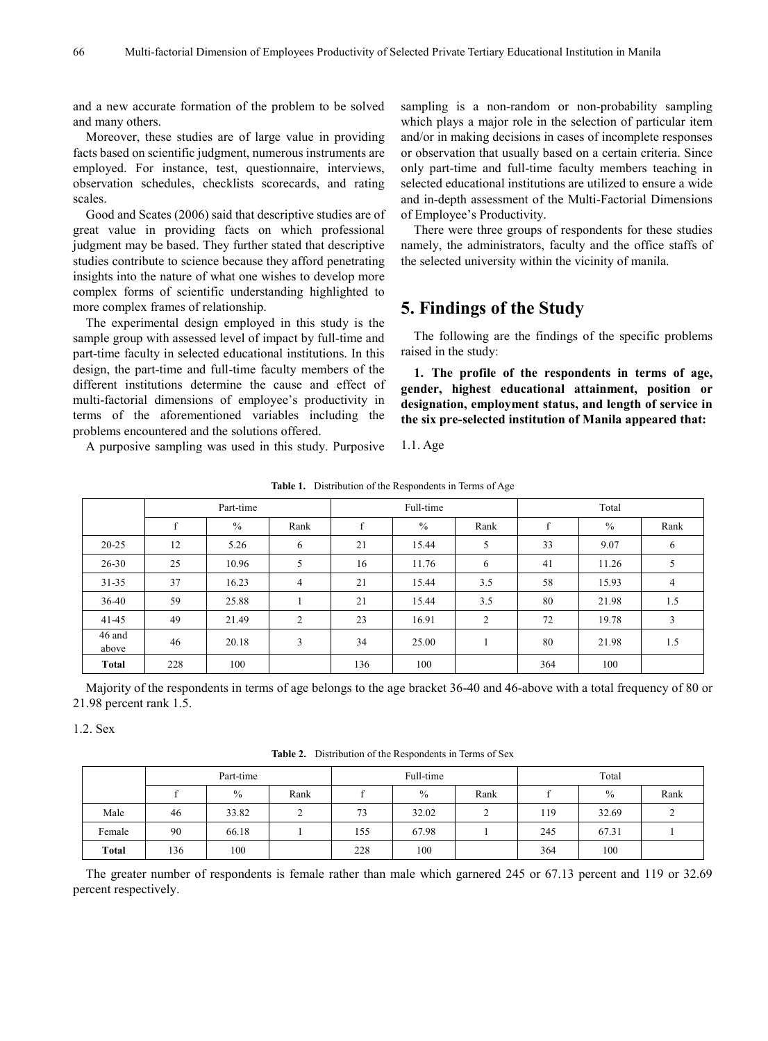and a new accurate formation of the problem to be solved and many others.

Moreover, these studies are of large value in providing facts based on scientific judgment, numerous instruments are employed. For instance, test, questionnaire, interviews, observation schedules, checklists scorecards, and rating scales.

Good and Scates (2006) said that descriptive studies are of great value in providing facts on which professional judgment may be based. They further stated that descriptive studies contribute to science because they afford penetrating insights into the nature of what one wishes to develop more complex forms of scientific understanding highlighted to more complex frames of relationship.

The experimental design employed in this study is the sample group with assessed level of impact by full-time and part-time faculty in selected educational institutions. In this design, the part-time and full-time faculty members of the different institutions determine the cause and effect of multi-factorial dimensions of employee's productivity in terms of the aforementioned variables including the problems encountered and the solutions offered.

A purposive sampling was used in this study. Purposive sampling is a non-random or non-probability sampling which plays a major role in the selection of particular item and/or in making decisions in cases of incomplete responses or observation that usually based on a certain criteria. Since only part-time and full-time faculty members teaching in selected educational institutions are utilized to ensure a wide and in-depth assessment of the Multi-Factorial Dimensions of Employee's Productivity.

There were three groups of respondents for these studies namely, the administrators, faculty and the office staffs of the selected university within the vicinity of manila.

## 5. Findings of the Study

The following are the findings of the specific problems raised in the study:

**1. The profile of the respondents in terms of age, gender, highest educational attainment, position or designation, employment status, and length of service in the six pre-selected institution of Manila appeared that:**

1.1. Age

**Table 1.** Distribution of the Respondents in Terms of Age

| | Part-time | | | Full-time | | | Total | | |
|---|---|---|---|---|---|---|---|---|---|
| | f | % | Rank | f | % | Rank | f | % | Rank |
| 20-25 | 12 | 5.26 | 6 | 21 | 15.44 | 5 | 33 | 9.07 | 6 |
| 26-30 | 25 | 10.96 | 5 | 16 | 11.76 | 6 | 41 | 11.26 | 5 |
| 31-35 | 37 | 16.23 | 4 | 21 | 15.44 | 3.5 | 58 | 15.93 | 4 |
| 36-40 | 59 | 25.88 | 1 | 21 | 15.44 | 3.5 | 80 | 21.98 | 1.5 |
| 41-45 | 49 | 21.49 | 2 | 23 | 16.91 | 2 | 72 | 19.78 | 3 |
| 46 and above | 46 | 20.18 | 3 | 34 | 25.00 | 1 | 80 | 21.98 | 1.5 |
| **Total** | 228 | 100 | | 136 | 100 | | 364 | 100 | |

Majority of the respondents in terms of age belongs to the age bracket 36-40 and 46-above with a total frequency of 80 or 21.98 percent rank 1.5.

1.2. Sex

**Table 2.** Distribution of the Respondents in Terms of Sex

| | Part-time | | | Full-time | | | Total | | |
|---|---|---|---|---|---|---|---|---|---|
| | f | % | Rank | f | % | Rank | f | % | Rank |
| Male | 46 | 33.82 | 2 | 73 | 32.02 | 2 | 119 | 32.69 | 2 |
| Female | 90 | 66.18 | 1 | 155 | 67.98 | 1 | 245 | 67.31 | 1 |
| **Total** | 136 | 100 | | 228 | 100 | | 364 | 100 | |

The greater number of respondents is female rather than male which garnered 245 or 67.13 percent and 119 or 32.69 percent respectively.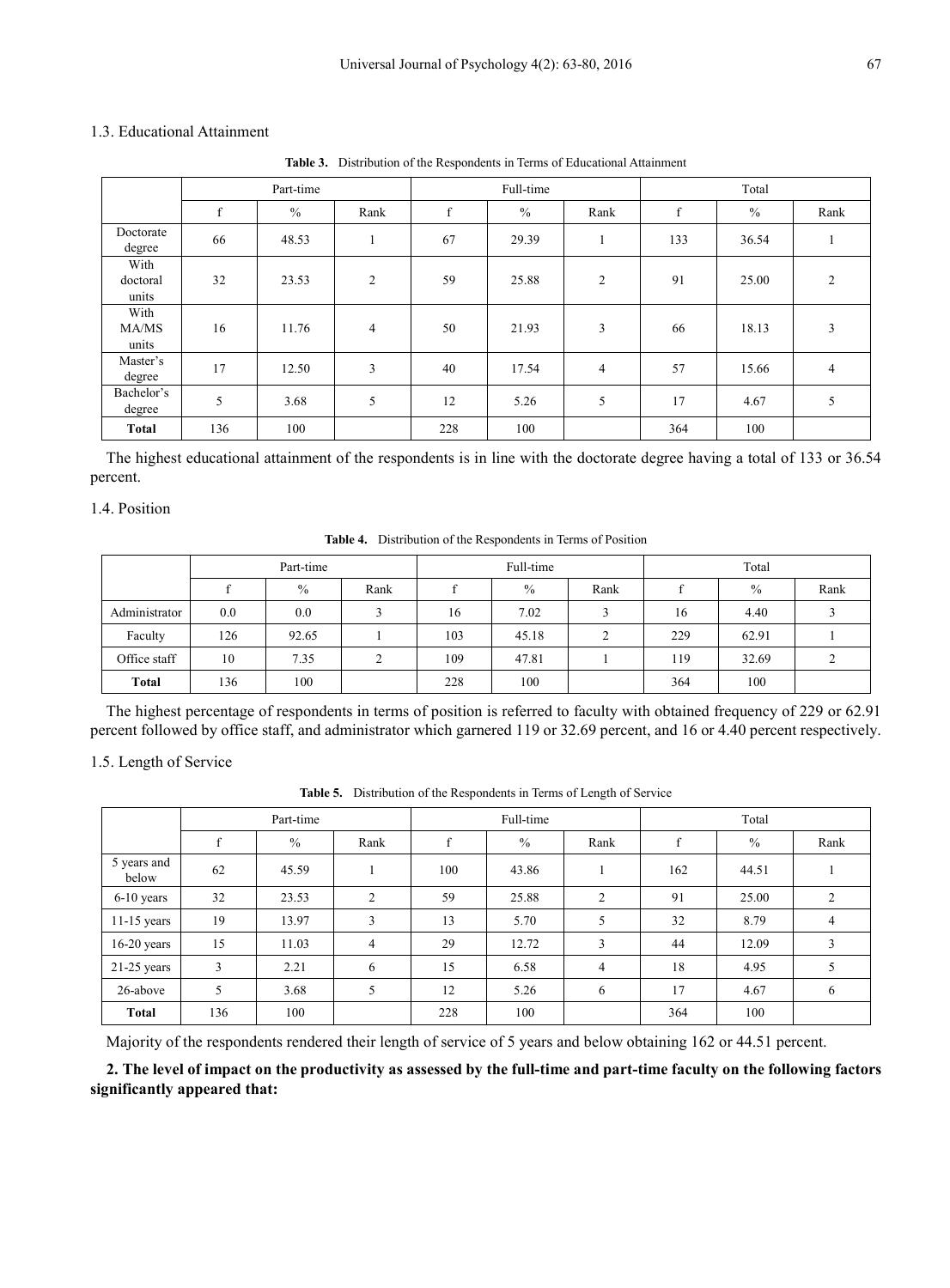### 1.3. Educational Attainment

**Table 3.** Distribution of the Respondents in Terms of Educational Attainment

| | Part-time | | | Full-time | | | Total | | |
|---|---|---|---|---|---|---|---|---|---|
| | f | % | Rank | f | % | Rank | f | % | Rank |
| Doctorate degree | 66 | 48.53 | 1 | 67 | 29.39 | 1 | 133 | 36.54 | 1 |
| With doctoral units | 32 | 23.53 | 2 | 59 | 25.88 | 2 | 91 | 25.00 | 2 |
| With MA/MS units | 16 | 11.76 | 4 | 50 | 21.93 | 3 | 66 | 18.13 | 3 |
| Master's degree | 17 | 12.50 | 3 | 40 | 17.54 | 4 | 57 | 15.66 | 4 |
| Bachelor's degree | 5 | 3.68 | 5 | 12 | 5.26 | 5 | 17 | 4.67 | 5 |
| **Total** | 136 | 100 | | 228 | 100 | | 364 | 100 | |

The highest educational attainment of the respondents is in line with the doctorate degree having a total of 133 or 36.54 percent.

### 1.4. Position

**Table 4.** Distribution of the Respondents in Terms of Position

| | Part-time | | | Full-time | | | Total | | |
|---|---|---|---|---|---|---|---|---|---|
| | f | % | Rank | f | % | Rank | f | % | Rank |
| Administrator | 0.0 | 0.0 | 3 | 16 | 7.02 | 3 | 16 | 4.40 | 3 |
| Faculty | 126 | 92.65 | 1 | 103 | 45.18 | 2 | 229 | 62.91 | 1 |
| Office staff | 10 | 7.35 | 2 | 109 | 47.81 | 1 | 119 | 32.69 | 2 |
| **Total** | 136 | 100 | | 228 | 100 | | 364 | 100 | |

The highest percentage of respondents in terms of position is referred to faculty with obtained frequency of 229 or 62.91 percent followed by office staff, and administrator which garnered 119 or 32.69 percent, and 16 or 4.40 percent respectively.

### 1.5. Length of Service

**Table 5.** Distribution of the Respondents in Terms of Length of Service

| | Part-time | | | Full-time | | | Total | | |
|---|---|---|---|---|---|---|---|---|---|
| | f | % | Rank | f | % | Rank | f | % | Rank |
| 5 years and below | 62 | 45.59 | 1 | 100 | 43.86 | 1 | 162 | 44.51 | 1 |
| 6-10 years | 32 | 23.53 | 2 | 59 | 25.88 | 2 | 91 | 25.00 | 2 |
| 11-15 years | 19 | 13.97 | 3 | 13 | 5.70 | 5 | 32 | 8.79 | 4 |
| 16-20 years | 15 | 11.03 | 4 | 29 | 12.72 | 3 | 44 | 12.09 | 3 |
| 21-25 years | 3 | 2.21 | 6 | 15 | 6.58 | 4 | 18 | 4.95 | 5 |
| 26-above | 5 | 3.68 | 5 | 12 | 5.26 | 6 | 17 | 4.67 | 6 |
| **Total** | 136 | 100 | | 228 | 100 | | 364 | 100 | |

Majority of the respondents rendered their length of service of 5 years and below obtaining 162 or 44.51 percent.

**2. The level of impact on the productivity as assessed by the full-time and part-time faculty on the following factors significantly appeared that:**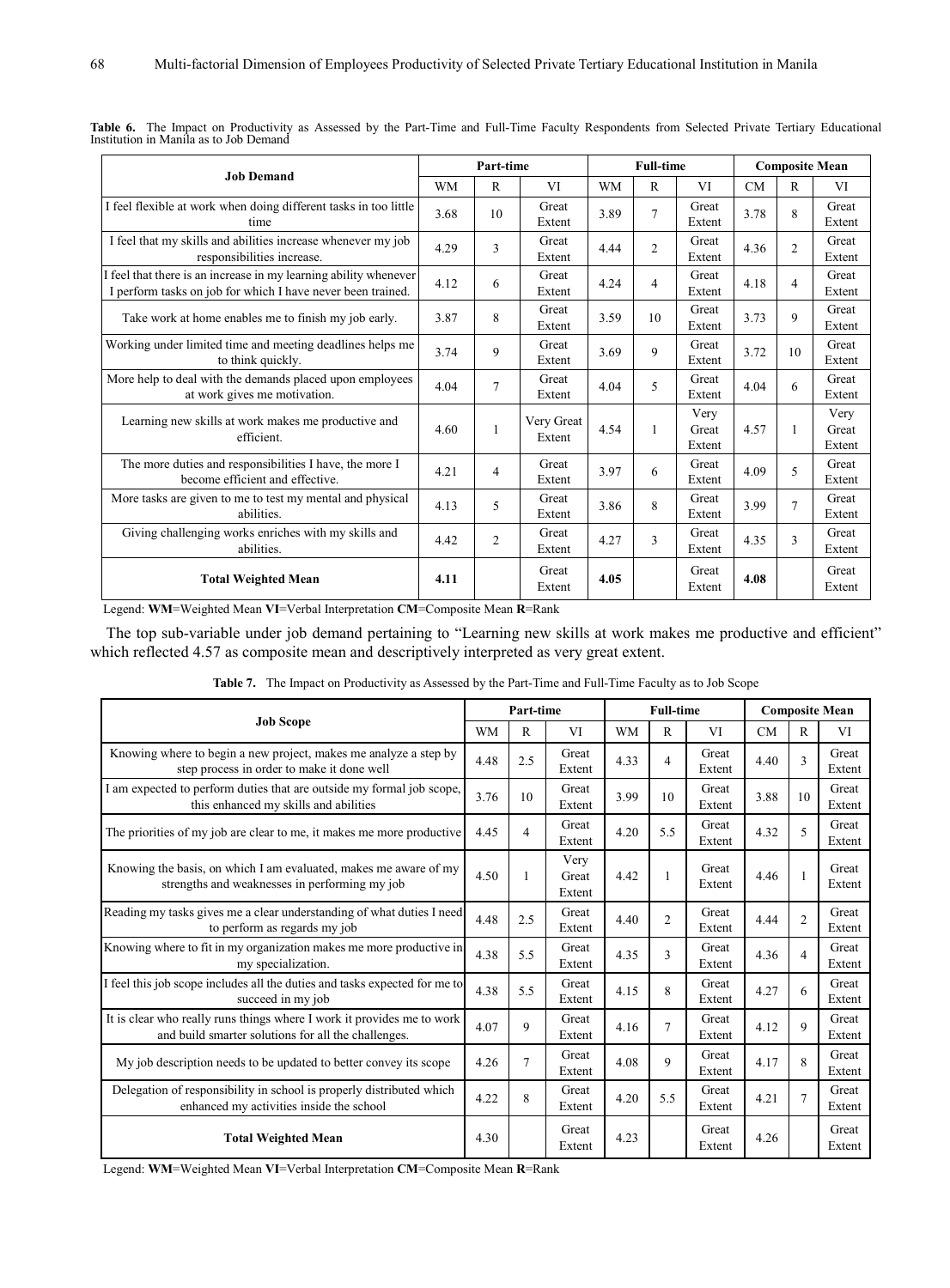**Table 6.** The Impact on Productivity as Assessed by the Part-Time and Full-Time Faculty Respondents from Selected Private Tertiary Educational Institution in Manila as to Job Demand

| Job Demand | Part-time | | | Full-time | | | Composite Mean | | |
|---|---|---|---|---|---|---|---|---|---|
| | WM | R | VI | WM | R | VI | CM | R | VI |
| I feel flexible at work when doing different tasks in too little time | 3.68 | 10 | Great Extent | 3.89 | 7 | Great Extent | 3.78 | 8 | Great Extent |
| I feel that my skills and abilities increase whenever my job responsibilities increase. | 4.29 | 3 | Great Extent | 4.44 | 2 | Great Extent | 4.36 | 2 | Great Extent |
| I feel that there is an increase in my learning ability whenever I perform tasks on job for which I have never been trained. | 4.12 | 6 | Great Extent | 4.24 | 4 | Great Extent | 4.18 | 4 | Great Extent |
| Take work at home enables me to finish my job early. | 3.87 | 8 | Great Extent | 3.59 | 10 | Great Extent | 3.73 | 9 | Great Extent |
| Working under limited time and meeting deadlines helps me to think quickly. | 3.74 | 9 | Great Extent | 3.69 | 9 | Great Extent | 3.72 | 10 | Great Extent |
| More help to deal with the demands placed upon employees at work gives me motivation. | 4.04 | 7 | Great Extent | 4.04 | 5 | Great Extent | 4.04 | 6 | Great Extent |
| Learning new skills at work makes me productive and efficient. | 4.60 | 1 | Very Great Extent | 4.54 | 1 | Very Great Extent | 4.57 | 1 | Very Great Extent |
| The more duties and responsibilities I have, the more I become efficient and effective. | 4.21 | 4 | Great Extent | 3.97 | 6 | Great Extent | 4.09 | 5 | Great Extent |
| More tasks are given to me to test my mental and physical abilities. | 4.13 | 5 | Great Extent | 3.86 | 8 | Great Extent | 3.99 | 7 | Great Extent |
| Giving challenging works enriches with my skills and abilities. | 4.42 | 2 | Great Extent | 4.27 | 3 | Great Extent | 4.35 | 3 | Great Extent |
| **Total Weighted Mean** | **4.11** | | Great Extent | **4.05** | | Great Extent | **4.08** | | Great Extent |

Legend: **WM**=Weighted Mean **VI**=Verbal Interpretation **CM**=Composite Mean **R**=Rank

The top sub-variable under job demand pertaining to "Learning new skills at work makes me productive and efficient" which reflected 4.57 as composite mean and descriptively interpreted as very great extent.

**Table 7.** The Impact on Productivity as Assessed by the Part-Time and Full-Time Faculty as to Job Scope

| Job Scope | Part-time | | | Full-time | | | Composite Mean | | |
|---|---|---|---|---|---|---|---|---|---|
| | WM | R | VI | WM | R | VI | CM | R | VI |
| Knowing where to begin a new project, makes me analyze a step by step process in order to make it done well | 4.48 | 2.5 | Great Extent | 4.33 | 4 | Great Extent | 4.40 | 3 | Great Extent |
| I am expected to perform duties that are outside my formal job scope, this enhanced my skills and abilities | 3.76 | 10 | Great Extent | 3.99 | 10 | Great Extent | 3.88 | 10 | Great Extent |
| The priorities of my job are clear to me, it makes me more productive | 4.45 | 4 | Great Extent | 4.20 | 5.5 | Great Extent | 4.32 | 5 | Great Extent |
| Knowing the basis, on which I am evaluated, makes me aware of my strengths and weaknesses in performing my job | 4.50 | 1 | Very Great Extent | 4.42 | 1 | Great Extent | 4.46 | 1 | Great Extent |
| Reading my tasks gives me a clear understanding of what duties I need to perform as regards my job | 4.48 | 2.5 | Great Extent | 4.40 | 2 | Great Extent | 4.44 | 2 | Great Extent |
| Knowing where to fit in my organization makes me more productive in my specialization. | 4.38 | 5.5 | Great Extent | 4.35 | 3 | Great Extent | 4.36 | 4 | Great Extent |
| I feel this job scope includes all the duties and tasks expected for me to succeed in my job | 4.38 | 5.5 | Great Extent | 4.15 | 8 | Great Extent | 4.27 | 6 | Great Extent |
| It is clear who really runs things where I work it provides me to work and build smarter solutions for all the challenges. | 4.07 | 9 | Great Extent | 4.16 | 7 | Great Extent | 4.12 | 9 | Great Extent |
| My job description needs to be updated to better convey its scope | 4.26 | 7 | Great Extent | 4.08 | 9 | Great Extent | 4.17 | 8 | Great Extent |
| Delegation of responsibility in school is properly distributed which enhanced my activities inside the school | 4.22 | 8 | Great Extent | 4.20 | 5.5 | Great Extent | 4.21 | 7 | Great Extent |
| **Total Weighted Mean** | 4.30 | | Great Extent | 4.23 | | Great Extent | 4.26 | | Great Extent |

Legend: **WM**=Weighted Mean **VI**=Verbal Interpretation **CM**=Composite Mean **R**=Rank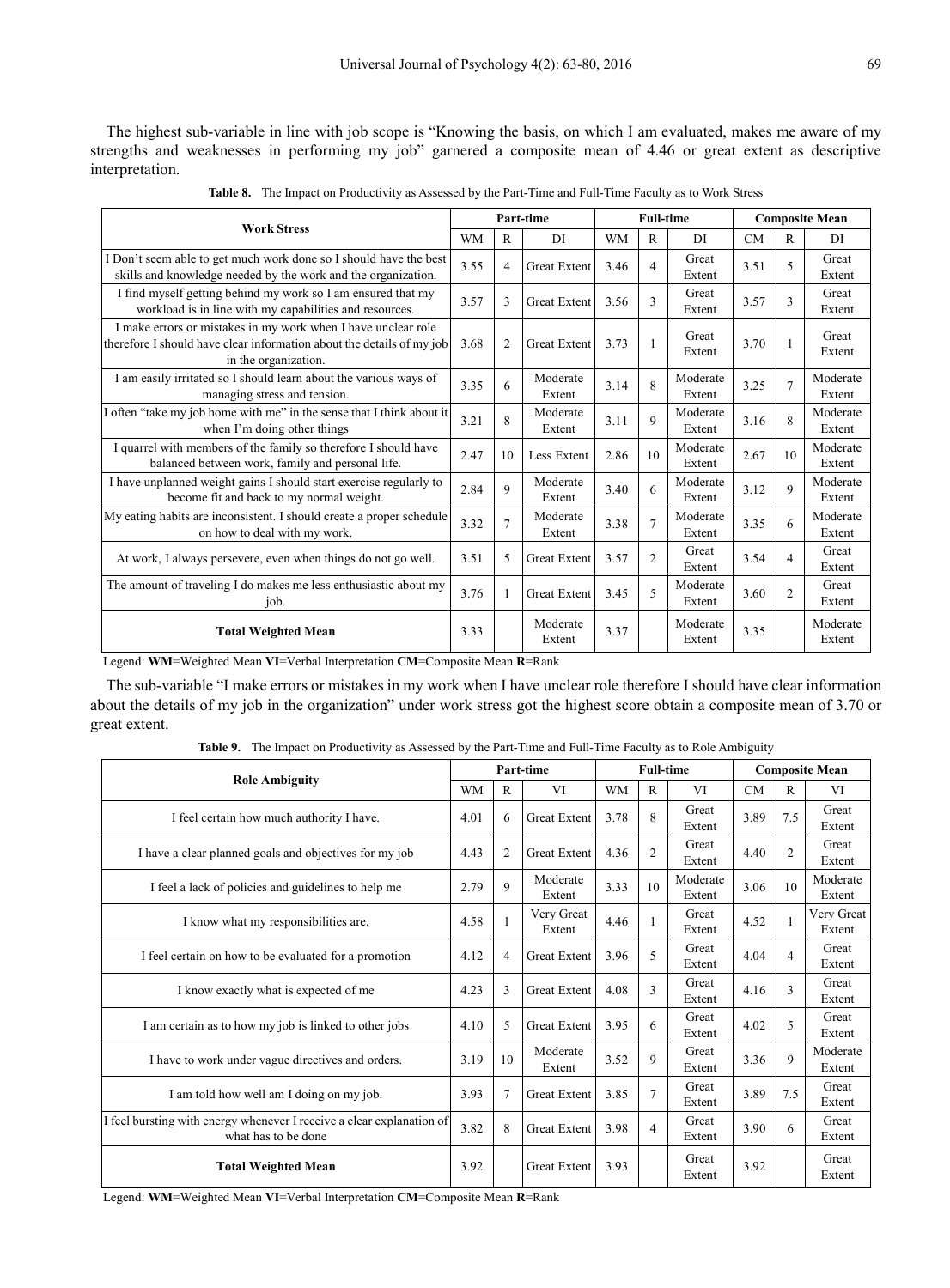The highest sub-variable in line with job scope is "Knowing the basis, on which I am evaluated, makes me aware of my strengths and weaknesses in performing my job" garnered a composite mean of 4.46 or great extent as descriptive interpretation.

**Table 8.** The Impact on Productivity as Assessed by the Part-Time and Full-Time Faculty as to Work Stress

| Work Stress | Part-time | | | Full-time | | | Composite Mean | | |
|---|---|---|---|---|---|---|---|---|---|
| | WM | R | DI | WM | R | DI | CM | R | DI |
| I Don't seem able to get much work done so I should have the best skills and knowledge needed by the work and the organization. | 3.55 | 4 | Great Extent | 3.46 | 4 | Great Extent | 3.51 | 5 | Great Extent |
| I find myself getting behind my work so I am ensured that my workload is in line with my capabilities and resources. | 3.57 | 3 | Great Extent | 3.56 | 3 | Great Extent | 3.57 | 3 | Great Extent |
| I make errors or mistakes in my work when I have unclear role therefore I should have clear information about the details of my job in the organization. | 3.68 | 2 | Great Extent | 3.73 | 1 | Great Extent | 3.70 | 1 | Great Extent |
| I am easily irritated so I should learn about the various ways of managing stress and tension. | 3.35 | 6 | Moderate Extent | 3.14 | 8 | Moderate Extent | 3.25 | 7 | Moderate Extent |
| I often "take my job home with me" in the sense that I think about it when I'm doing other things | 3.21 | 8 | Moderate Extent | 3.11 | 9 | Moderate Extent | 3.16 | 8 | Moderate Extent |
| I quarrel with members of the family so therefore I should have balanced between work, family and personal life. | 2.47 | 10 | Less Extent | 2.86 | 10 | Moderate Extent | 2.67 | 10 | Moderate Extent |
| I have unplanned weight gains I should start exercise regularly to become fit and back to my normal weight. | 2.84 | 9 | Moderate Extent | 3.40 | 6 | Moderate Extent | 3.12 | 9 | Moderate Extent |
| My eating habits are inconsistent. I should create a proper schedule on how to deal with my work. | 3.32 | 7 | Moderate Extent | 3.38 | 7 | Moderate Extent | 3.35 | 6 | Moderate Extent |
| At work, I always persevere, even when things do not go well. | 3.51 | 5 | Great Extent | 3.57 | 2 | Great Extent | 3.54 | 4 | Great Extent |
| The amount of traveling I do makes me less enthusiastic about my job. | 3.76 | 1 | Great Extent | 3.45 | 5 | Moderate Extent | 3.60 | 2 | Great Extent |
| **Total Weighted Mean** | 3.33 | | Moderate Extent | 3.37 | | Moderate Extent | 3.35 | | Moderate Extent |

Legend: **WM**=Weighted Mean **VI**=Verbal Interpretation **CM**=Composite Mean **R**=Rank

The sub-variable "I make errors or mistakes in my work when I have unclear role therefore I should have clear information about the details of my job in the organization" under work stress got the highest score obtain a composite mean of 3.70 or great extent.

**Table 9.** The Impact on Productivity as Assessed by the Part-Time and Full-Time Faculty as to Role Ambiguity

| Role Ambiguity | Part-time | | | Full-time | | | Composite Mean | | |
|---|---|---|---|---|---|---|---|---|---|
| | WM | R | VI | WM | R | VI | CM | R | VI |
| I feel certain how much authority I have. | 4.01 | 6 | Great Extent | 3.78 | 8 | Great Extent | 3.89 | 7.5 | Great Extent |
| I have a clear planned goals and objectives for my job | 4.43 | 2 | Great Extent | 4.36 | 2 | Great Extent | 4.40 | 2 | Great Extent |
| I feel a lack of policies and guidelines to help me | 2.79 | 9 | Moderate Extent | 3.33 | 10 | Moderate Extent | 3.06 | 10 | Moderate Extent |
| I know what my responsibilities are. | 4.58 | 1 | Very Great Extent | 4.46 | 1 | Great Extent | 4.52 | 1 | Very Great Extent |
| I feel certain on how to be evaluated for a promotion | 4.12 | 4 | Great Extent | 3.96 | 5 | Great Extent | 4.04 | 4 | Great Extent |
| I know exactly what is expected of me | 4.23 | 3 | Great Extent | 4.08 | 3 | Great Extent | 4.16 | 3 | Great Extent |
| I am certain as to how my job is linked to other jobs | 4.10 | 5 | Great Extent | 3.95 | 6 | Great Extent | 4.02 | 5 | Great Extent |
| I have to work under vague directives and orders. | 3.19 | 10 | Moderate Extent | 3.52 | 9 | Great Extent | 3.36 | 9 | Moderate Extent |
| I am told how well am I doing on my job. | 3.93 | 7 | Great Extent | 3.85 | 7 | Great Extent | 3.89 | 7.5 | Great Extent |
| I feel bursting with energy whenever I receive a clear explanation of what has to be done | 3.82 | 8 | Great Extent | 3.98 | 4 | Great Extent | 3.90 | 6 | Great Extent |
| **Total Weighted Mean** | 3.92 | | Great Extent | 3.93 | | Great Extent | 3.92 | | Great Extent |

Legend: **WM**=Weighted Mean **VI**=Verbal Interpretation **CM**=Composite Mean **R**=Rank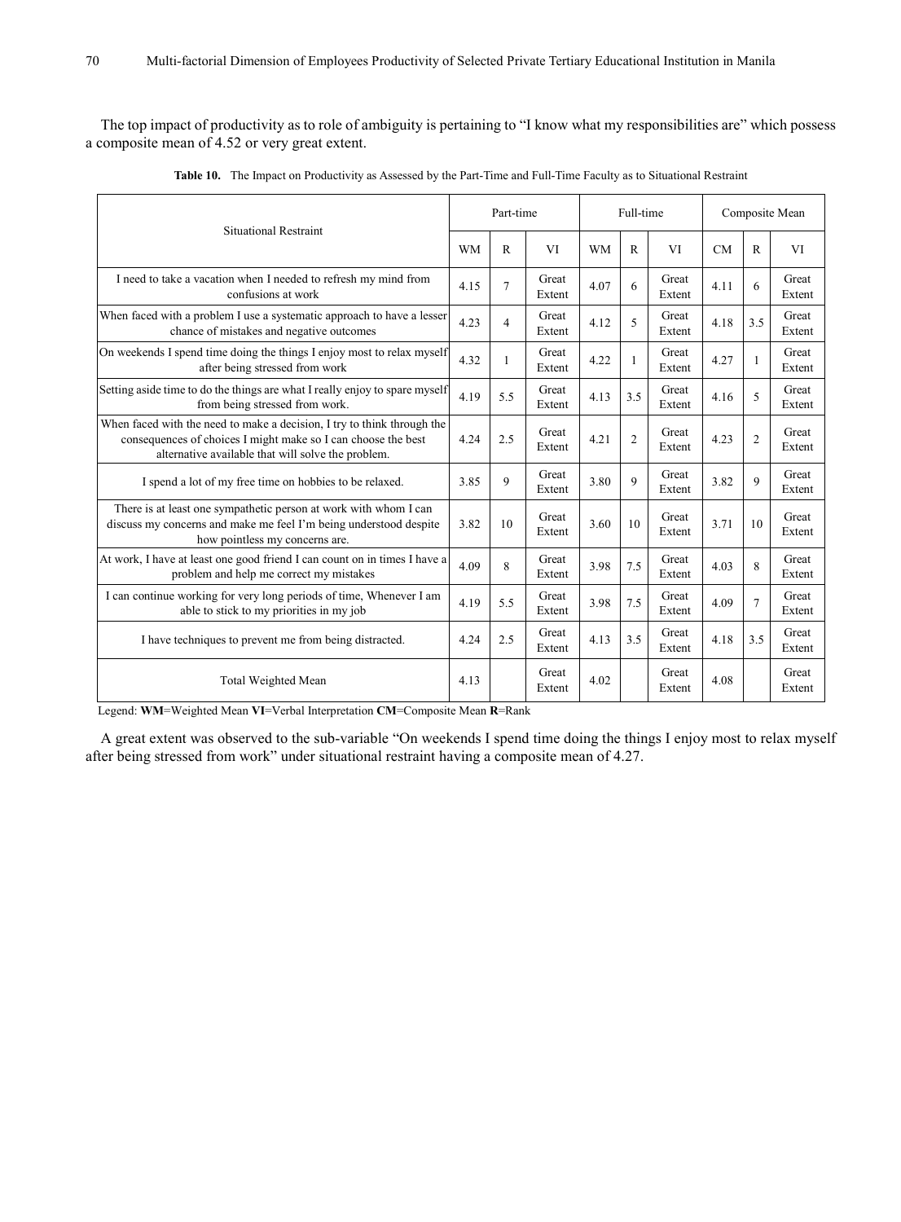The top impact of productivity as to role of ambiguity is pertaining to "I know what my responsibilities are" which possess a composite mean of 4.52 or very great extent.

**Table 10.** The Impact on Productivity as Assessed by the Part-Time and Full-Time Faculty as to Situational Restraint

| Situational Restraint | Part-time | | | Full-time | | | Composite Mean | | |
|---|---|---|---|---|---|---|---|---|---|
| | WM | R | VI | WM | R | VI | CM | R | VI |
| I need to take a vacation when I needed to refresh my mind from confusions at work | 4.15 | 7 | Great Extent | 4.07 | 6 | Great Extent | 4.11 | 6 | Great Extent |
| When faced with a problem I use a systematic approach to have a lesser chance of mistakes and negative outcomes | 4.23 | 4 | Great Extent | 4.12 | 5 | Great Extent | 4.18 | 3.5 | Great Extent |
| On weekends I spend time doing the things I enjoy most to relax myself after being stressed from work | 4.32 | 1 | Great Extent | 4.22 | 1 | Great Extent | 4.27 | 1 | Great Extent |
| Setting aside time to do the things are what I really enjoy to spare myself from being stressed from work. | 4.19 | 5.5 | Great Extent | 4.13 | 3.5 | Great Extent | 4.16 | 5 | Great Extent |
| When faced with the need to make a decision, I try to think through the consequences of choices I might make so I can choose the best alternative available that will solve the problem. | 4.24 | 2.5 | Great Extent | 4.21 | 2 | Great Extent | 4.23 | 2 | Great Extent |
| I spend a lot of my free time on hobbies to be relaxed. | 3.85 | 9 | Great Extent | 3.80 | 9 | Great Extent | 3.82 | 9 | Great Extent |
| There is at least one sympathetic person at work with whom I can discuss my concerns and make me feel I'm being understood despite how pointless my concerns are. | 3.82 | 10 | Great Extent | 3.60 | 10 | Great Extent | 3.71 | 10 | Great Extent |
| At work, I have at least one good friend I can count on in times I have a problem and help me correct my mistakes | 4.09 | 8 | Great Extent | 3.98 | 7.5 | Great Extent | 4.03 | 8 | Great Extent |
| I can continue working for very long periods of time, Whenever I am able to stick to my priorities in my job | 4.19 | 5.5 | Great Extent | 3.98 | 7.5 | Great Extent | 4.09 | 7 | Great Extent |
| I have techniques to prevent me from being distracted. | 4.24 | 2.5 | Great Extent | 4.13 | 3.5 | Great Extent | 4.18 | 3.5 | Great Extent |
| Total Weighted Mean | 4.13 | | Great Extent | 4.02 | | Great Extent | 4.08 | | Great Extent |

Legend: **WM**=Weighted Mean **VI**=Verbal Interpretation **CM**=Composite Mean **R**=Rank

A great extent was observed to the sub-variable "On weekends I spend time doing the things I enjoy most to relax myself after being stressed from work" under situational restraint having a composite mean of 4.27.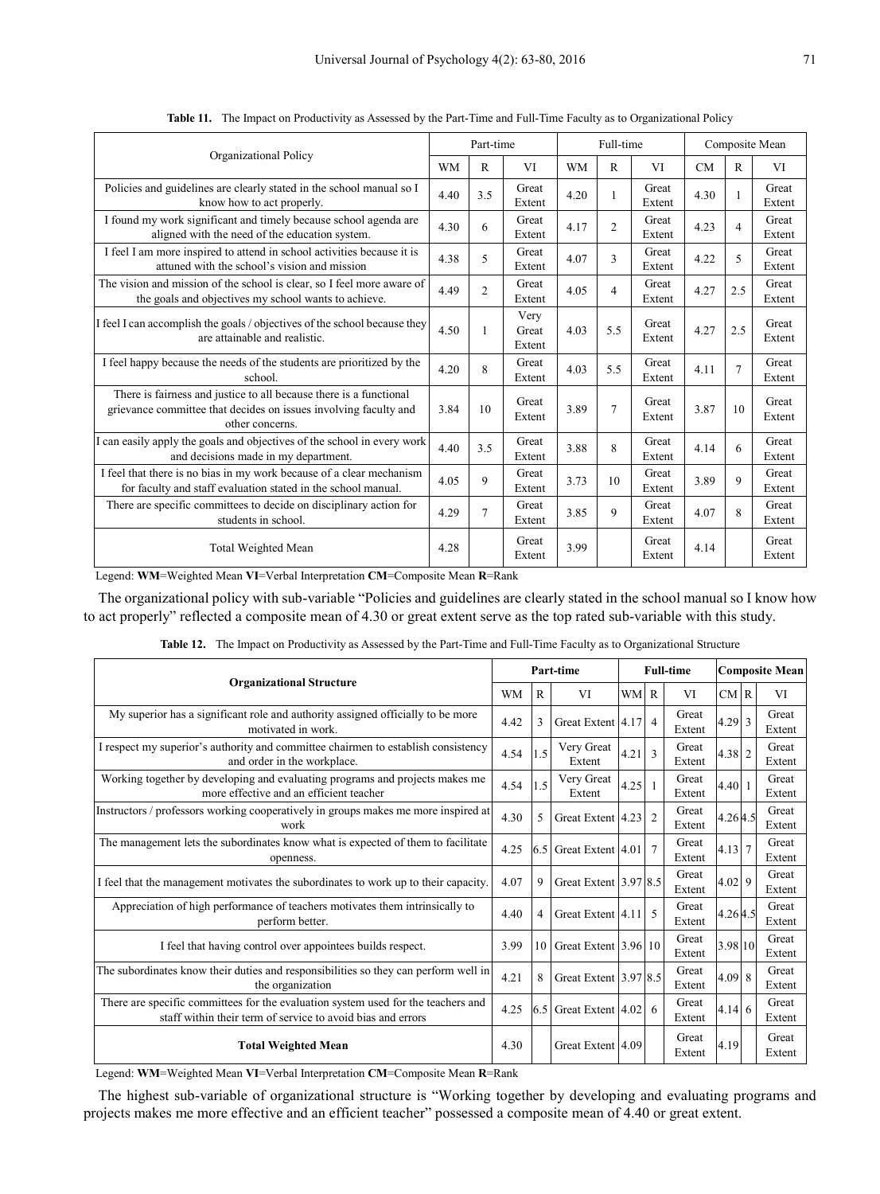**Table 11.** The Impact on Productivity as Assessed by the Part-Time and Full-Time Faculty as to Organizational Policy

| Organizational Policy | Part-time | | | Full-time | | | Composite Mean | | |
|---|---|---|---|---|---|---|---|---|---|
| | WM | R | VI | WM | R | VI | CM | R | VI |
| Policies and guidelines are clearly stated in the school manual so I know how to act properly. | 4.40 | 3.5 | Great Extent | 4.20 | 1 | Great Extent | 4.30 | 1 | Great Extent |
| I found my work significant and timely because school agenda are aligned with the need of the education system. | 4.30 | 6 | Great Extent | 4.17 | 2 | Great Extent | 4.23 | 4 | Great Extent |
| I feel I am more inspired to attend in school activities because it is attuned with the school's vision and mission | 4.38 | 5 | Great Extent | 4.07 | 3 | Great Extent | 4.22 | 5 | Great Extent |
| The vision and mission of the school is clear, so I feel more aware of the goals and objectives my school wants to achieve. | 4.49 | 2 | Great Extent | 4.05 | 4 | Great Extent | 4.27 | 2.5 | Great Extent |
| I feel I can accomplish the goals / objectives of the school because they are attainable and realistic. | 4.50 | 1 | Very Great Extent | 4.03 | 5.5 | Great Extent | 4.27 | 2.5 | Great Extent |
| I feel happy because the needs of the students are prioritized by the school. | 4.20 | 8 | Great Extent | 4.03 | 5.5 | Great Extent | 4.11 | 7 | Great Extent |
| There is fairness and justice to all because there is a functional grievance committee that decides on issues involving faculty and other concerns. | 3.84 | 10 | Great Extent | 3.89 | 7 | Great Extent | 3.87 | 10 | Great Extent |
| I can easily apply the goals and objectives of the school in every work and decisions made in my department. | 4.40 | 3.5 | Great Extent | 3.88 | 8 | Great Extent | 4.14 | 6 | Great Extent |
| I feel that there is no bias in my work because of a clear mechanism for faculty and staff evaluation stated in the school manual. | 4.05 | 9 | Great Extent | 3.73 | 10 | Great Extent | 3.89 | 9 | Great Extent |
| There are specific committees to decide on disciplinary action for students in school. | 4.29 | 7 | Great Extent | 3.85 | 9 | Great Extent | 4.07 | 8 | Great Extent |
| Total Weighted Mean | 4.28 | | Great Extent | 3.99 | | Great Extent | 4.14 | | Great Extent |

Legend: **WM**=Weighted Mean **VI**=Verbal Interpretation **CM**=Composite Mean **R**=Rank

The organizational policy with sub-variable "Policies and guidelines are clearly stated in the school manual so I know how to act properly" reflected a composite mean of 4.30 or great extent serve as the top rated sub-variable with this study.

**Table 12.** The Impact on Productivity as Assessed by the Part-Time and Full-Time Faculty as to Organizational Structure

| **Organizational Structure** | **Part-time** | | | **Full-time** | | | **Composite Mean** | | |
|---|---|---|---|---|---|---|---|---|---|
| | WM | R | VI | WM | R | VI | CM | R | VI |
| My superior has a significant role and authority assigned officially to be more motivated in work. | 4.42 | 3 | Great Extent | 4.17 | 4 | Great Extent | 4.29 | 3 | Great Extent |
| I respect my superior's authority and committee chairmen to establish consistency and order in the workplace. | 4.54 | 1.5 | Very Great Extent | 4.21 | 3 | Great Extent | 4.38 | 2 | Great Extent |
| Working together by developing and evaluating programs and projects makes me more effective and an efficient teacher | 4.54 | 1.5 | Very Great Extent | 4.25 | 1 | Great Extent | 4.40 | 1 | Great Extent |
| Instructors / professors working cooperatively in groups makes me more inspired at work | 4.30 | 5 | Great Extent | 4.23 | 2 | Great Extent | 4.26 | 4.5 | Great Extent |
| The management lets the subordinates know what is expected of them to facilitate openness. | 4.25 | 6.5 | Great Extent | 4.01 | 7 | Great Extent | 4.13 | 7 | Great Extent |
| I feel that the management motivates the subordinates to work up to their capacity. | 4.07 | 9 | Great Extent | 3.97 | 8.5 | Great Extent | 4.02 | 9 | Great Extent |
| Appreciation of high performance of teachers motivates them intrinsically to perform better. | 4.40 | 4 | Great Extent | 4.11 | 5 | Great Extent | 4.26 | 4.5 | Great Extent |
| I feel that having control over appointees builds respect. | 3.99 | 10 | Great Extent | 3.96 | 10 | Great Extent | 3.98 | 10 | Great Extent |
| The subordinates know their duties and responsibilities so they can perform well in the organization | 4.21 | 8 | Great Extent | 3.97 | 8.5 | Great Extent | 4.09 | 8 | Great Extent |
| There are specific committees for the evaluation system used for the teachers and staff within their term of service to avoid bias and errors | 4.25 | 6.5 | Great Extent | 4.02 | 6 | Great Extent | 4.14 | 6 | Great Extent |
| **Total Weighted Mean** | 4.30 | | Great Extent | 4.09 | | Great Extent | 4.19 | | Great Extent |

Legend: **WM**=Weighted Mean **VI**=Verbal Interpretation **CM**=Composite Mean **R**=Rank

The highest sub-variable of organizational structure is "Working together by developing and evaluating programs and projects makes me more effective and an efficient teacher" possessed a composite mean of 4.40 or great extent.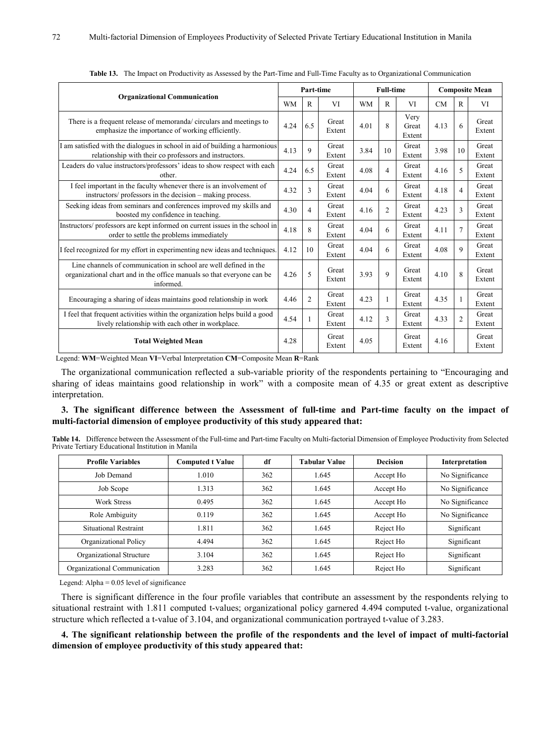**Table 13.** The Impact on Productivity as Assessed by the Part-Time and Full-Time Faculty as to Organizational Communication

| Organizational Communication | Part-time | | | Full-time | | | Composite Mean | | |
|---|---|---|---|---|---|---|---|---|---|
| | WM | R | VI | WM | R | VI | CM | R | VI |
| There is a frequent release of memoranda/ circulars and meetings to emphasize the importance of working efficiently. | 4.24 | 6.5 | Great Extent | 4.01 | 8 | Very Great Extent | 4.13 | 6 | Great Extent |
| I am satisfied with the dialogues in school in aid of building a harmonious relationship with their co professors and instructors. | 4.13 | 9 | Great Extent | 3.84 | 10 | Great Extent | 3.98 | 10 | Great Extent |
| Leaders do value instructors/professors' ideas to show respect with each other. | 4.24 | 6.5 | Great Extent | 4.08 | 4 | Great Extent | 4.16 | 5 | Great Extent |
| I feel important in the faculty whenever there is an involvement of instructors/ professors in the decision – making process. | 4.32 | 3 | Great Extent | 4.04 | 6 | Great Extent | 4.18 | 4 | Great Extent |
| Seeking ideas from seminars and conferences improved my skills and boosted my confidence in teaching. | 4.30 | 4 | Great Extent | 4.16 | 2 | Great Extent | 4.23 | 3 | Great Extent |
| Instructors/ professors are kept informed on current issues in the school in order to settle the problems immediately | 4.18 | 8 | Great Extent | 4.04 | 6 | Great Extent | 4.11 | 7 | Great Extent |
| I feel recognized for my effort in experimenting new ideas and techniques. | 4.12 | 10 | Great Extent | 4.04 | 6 | Great Extent | 4.08 | 9 | Great Extent |
| Line channels of communication in school are well defined in the organizational chart and in the office manuals so that everyone can be informed. | 4.26 | 5 | Great Extent | 3.93 | 9 | Great Extent | 4.10 | 8 | Great Extent |
| Encouraging a sharing of ideas maintains good relationship in work | 4.46 | 2 | Great Extent | 4.23 | 1 | Great Extent | 4.35 | 1 | Great Extent |
| I feel that frequent activities within the organization helps build a good lively relationship with each other in workplace. | 4.54 | 1 | Great Extent | 4.12 | 3 | Great Extent | 4.33 | 2 | Great Extent |
| **Total Weighted Mean** | 4.28 | | Great Extent | 4.05 | | Great Extent | 4.16 | | Great Extent |

Legend: **WM**=Weighted Mean **VI**=Verbal Interpretation **CM**=Composite Mean **R**=Rank

The organizational communication reflected a sub-variable priority of the respondents pertaining to "Encouraging and sharing of ideas maintains good relationship in work" with a composite mean of 4.35 or great extent as descriptive interpretation.

**3. The significant difference between the Assessment of full-time and Part-time faculty on the impact of multi-factorial dimension of employee productivity of this study appeared that:**

**Table 14.** Difference between the Assessment of the Full-time and Part-time Faculty on Multi-factorial Dimension of Employee Productivity from Selected Private Tertiary Educational Institution in Manila

| Profile Variables | Computed t Value | df | Tabular Value | Decision | Interpretation |
|---|---|---|---|---|---|
| Job Demand | 1.010 | 362 | 1.645 | Accept Ho | No Significance |
| Job Scope | 1.313 | 362 | 1.645 | Accept Ho | No Significance |
| Work Stress | 0.495 | 362 | 1.645 | Accept Ho | No Significance |
| Role Ambiguity | 0.119 | 362 | 1.645 | Accept Ho | No Significance |
| Situational Restraint | 1.811 | 362 | 1.645 | Reject Ho | Significant |
| Organizational Policy | 4.494 | 362 | 1.645 | Reject Ho | Significant |
| Organizational Structure | 3.104 | 362 | 1.645 | Reject Ho | Significant |
| Organizational Communication | 3.283 | 362 | 1.645 | Reject Ho | Significant |

Legend: Alpha = 0.05 level of significance

There is significant difference in the four profile variables that contribute an assessment by the respondents relying to situational restraint with 1.811 computed t-values; organizational policy garnered 4.494 computed t-value, organizational structure which reflected a t-value of 3.104, and organizational communication portrayed t-value of 3.283.

**4. The significant relationship between the profile of the respondents and the level of impact of multi-factorial dimension of employee productivity of this study appeared that:**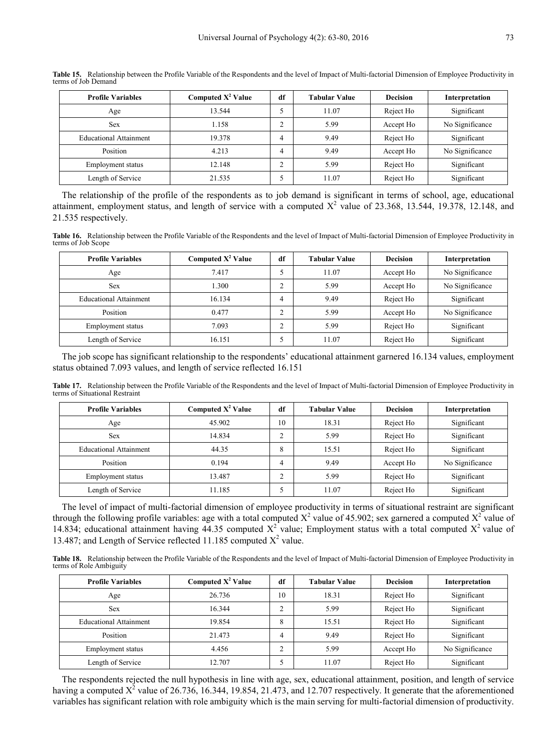**Table 15.** Relationship between the Profile Variable of the Respondents and the level of Impact of Multi-factorial Dimension of Employee Productivity in terms of Job Demand

| Profile Variables | Computed $X^2$ Value | df | Tabular Value | Decision | Interpretation |
|---|---|---|---|---|---|
| Age | 13.544 | 5 | 11.07 | Reject Ho | Significant |
| Sex | 1.158 | 2 | 5.99 | Accept Ho | No Significance |
| Educational Attainment | 19.378 | 4 | 9.49 | Reject Ho | Significant |
| Position | 4.213 | 4 | 9.49 | Accept Ho | No Significance |
| Employment status | 12.148 | 2 | 5.99 | Reject Ho | Significant |
| Length of Service | 21.535 | 5 | 11.07 | Reject Ho | Significant |

The relationship of the profile of the respondents as to job demand is significant in terms of school, age, educational attainment, employment status, and length of service with a computed $X^2$ value of 23.368, 13.544, 19.378, 12.148, and 21.535 respectively.

**Table 16.** Relationship between the Profile Variable of the Respondents and the level of Impact of Multi-factorial Dimension of Employee Productivity in terms of Job Scope

| Profile Variables | Computed $X^2$ Value | df | Tabular Value | Decision | Interpretation |
|---|---|---|---|---|---|
| Age | 7.417 | 5 | 11.07 | Accept Ho | No Significance |
| Sex | 1.300 | 2 | 5.99 | Accept Ho | No Significance |
| Educational Attainment | 16.134 | 4 | 9.49 | Reject Ho | Significant |
| Position | 0.477 | 2 | 5.99 | Accept Ho | No Significance |
| Employment status | 7.093 | 2 | 5.99 | Reject Ho | Significant |
| Length of Service | 16.151 | 5 | 11.07 | Reject Ho | Significant |

The job scope has significant relationship to the respondents' educational attainment garnered 16.134 values, employment status obtained 7.093 values, and length of service reflected 16.151

**Table 17.** Relationship between the Profile Variable of the Respondents and the level of Impact of Multi-factorial Dimension of Employee Productivity in terms of Situational Restraint

| Profile Variables | Computed $X^2$ Value | df | Tabular Value | Decision | Interpretation |
|---|---|---|---|---|---|
| Age | 45.902 | 10 | 18.31 | Reject Ho | Significant |
| Sex | 14.834 | 2 | 5.99 | Reject Ho | Significant |
| Educational Attainment | 44.35 | 8 | 15.51 | Reject Ho | Significant |
| Position | 0.194 | 4 | 9.49 | Accept Ho | No Significance |
| Employment status | 13.487 | 2 | 5.99 | Reject Ho | Significant |
| Length of Service | 11.185 | 5 | 11.07 | Reject Ho | Significant |

The level of impact of multi-factorial dimension of employee productivity in terms of situational restraint are significant through the following profile variables: age with a total computed $X^2$ value of 45.902; sex garnered a computed $X^2$ value of 14.834; educational attainment having 44.35 computed $X^2$ value; Employment status with a total computed $X^2$ value of 13.487; and Length of Service reflected 11.185 computed $X^2$ value.

**Table 18.** Relationship between the Profile Variable of the Respondents and the level of Impact of Multi-factorial Dimension of Employee Productivity in terms of Role Ambiguity

| Profile Variables | Computed $X^2$ Value | df | Tabular Value | Decision | Interpretation |
|---|---|---|---|---|---|
| Age | 26.736 | 10 | 18.31 | Reject Ho | Significant |
| Sex | 16.344 | 2 | 5.99 | Reject Ho | Significant |
| Educational Attainment | 19.854 | 8 | 15.51 | Reject Ho | Significant |
| Position | 21.473 | 4 | 9.49 | Reject Ho | Significant |
| Employment status | 4.456 | 2 | 5.99 | Accept Ho | No Significance |
| Length of Service | 12.707 | 5 | 11.07 | Reject Ho | Significant |

The respondents rejected the null hypothesis in line with age, sex, educational attainment, position, and length of service having a computed $X^2$ value of 26.736, 16.344, 19.854, 21.473, and 12.707 respectively. It generate that the aforementioned variables has significant relation with role ambiguity which is the main serving for multi-factorial dimension of productivity.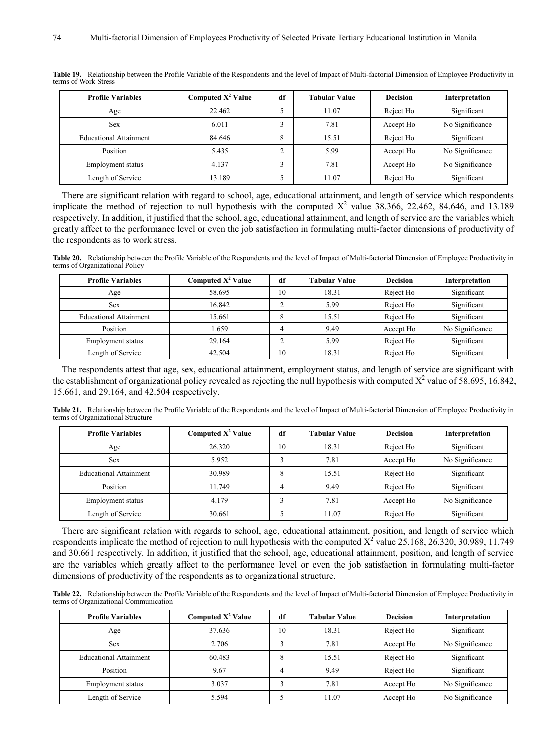**Table 19.** Relationship between the Profile Variable of the Respondents and the level of Impact of Multi-factorial Dimension of Employee Productivity in terms of Work Stress

| Profile Variables | Computed $X^2$ Value | df | Tabular Value | Decision | Interpretation |
|---|---|---|---|---|---|
| Age | 22.462 | 5 | 11.07 | Reject Ho | Significant |
| Sex | 6.011 | 3 | 7.81 | Accept Ho | No Significance |
| Educational Attainment | 84.646 | 8 | 15.51 | Reject Ho | Significant |
| Position | 5.435 | 2 | 5.99 | Accept Ho | No Significance |
| Employment status | 4.137 | 3 | 7.81 | Accept Ho | No Significance |
| Length of Service | 13.189 | 5 | 11.07 | Reject Ho | Significant |

There are significant relation with regard to school, age, educational attainment, and length of service which respondents implicate the method of rejection to null hypothesis with the computed $X^2$ value 38.366, 22.462, 84.646, and 13.189 respectively. In addition, it justified that the school, age, educational attainment, and length of service are the variables which greatly affect to the performance level or even the job satisfaction in formulating multi-factor dimensions of productivity of the respondents as to work stress.

**Table 20.** Relationship between the Profile Variable of the Respondents and the level of Impact of Multi-factorial Dimension of Employee Productivity in terms of Organizational Policy

| Profile Variables | Computed $X^2$ Value | df | Tabular Value | Decision | Interpretation |
|---|---|---|---|---|---|
| Age | 58.695 | 10 | 18.31 | Reject Ho | Significant |
| Sex | 16.842 | 2 | 5.99 | Reject Ho | Significant |
| Educational Attainment | 15.661 | 8 | 15.51 | Reject Ho | Significant |
| Position | 1.659 | 4 | 9.49 | Accept Ho | No Significance |
| Employment status | 29.164 | 2 | 5.99 | Reject Ho | Significant |
| Length of Service | 42.504 | 10 | 18.31 | Reject Ho | Significant |

The respondents attest that age, sex, educational attainment, employment status, and length of service are significant with the establishment of organizational policy revealed as rejecting the null hypothesis with computed $X^2$ value of 58.695, 16.842, 15.661, and 29.164, and 42.504 respectively.

**Table 21.** Relationship between the Profile Variable of the Respondents and the level of Impact of Multi-factorial Dimension of Employee Productivity in terms of Organizational Structure

| Profile Variables | Computed $X^2$ Value | df | Tabular Value | Decision | Interpretation |
|---|---|---|---|---|---|
| Age | 26.320 | 10 | 18.31 | Reject Ho | Significant |
| Sex | 5.952 | 3 | 7.81 | Accept Ho | No Significance |
| Educational Attainment | 30.989 | 8 | 15.51 | Reject Ho | Significant |
| Position | 11.749 | 4 | 9.49 | Reject Ho | Significant |
| Employment status | 4.179 | 3 | 7.81 | Accept Ho | No Significance |
| Length of Service | 30.661 | 5 | 11.07 | Reject Ho | Significant |

There are significant relation with regards to school, age, educational attainment, position, and length of service which respondents implicate the method of rejection to null hypothesis with the computed $X^2$ value 25.168, 26.320, 30.989, 11.749 and 30.661 respectively. In addition, it justified that the school, age, educational attainment, position, and length of service are the variables which greatly affect to the performance level or even the job satisfaction in formulating multi-factor dimensions of productivity of the respondents as to organizational structure.

**Table 22.** Relationship between the Profile Variable of the Respondents and the level of Impact of Multi-factorial Dimension of Employee Productivity in terms of Organizational Communication

| Profile Variables | Computed $X^2$ Value | df | Tabular Value | Decision | Interpretation |
|---|---|---|---|---|---|
| Age | 37.636 | 10 | 18.31 | Reject Ho | Significant |
| Sex | 2.706 | 3 | 7.81 | Accept Ho | No Significance |
| Educational Attainment | 60.483 | 8 | 15.51 | Reject Ho | Significant |
| Position | 9.67 | 4 | 9.49 | Reject Ho | Significant |
| Employment status | 3.037 | 3 | 7.81 | Accept Ho | No Significance |
| Length of Service | 5.594 | 5 | 11.07 | Accept Ho | No Significance |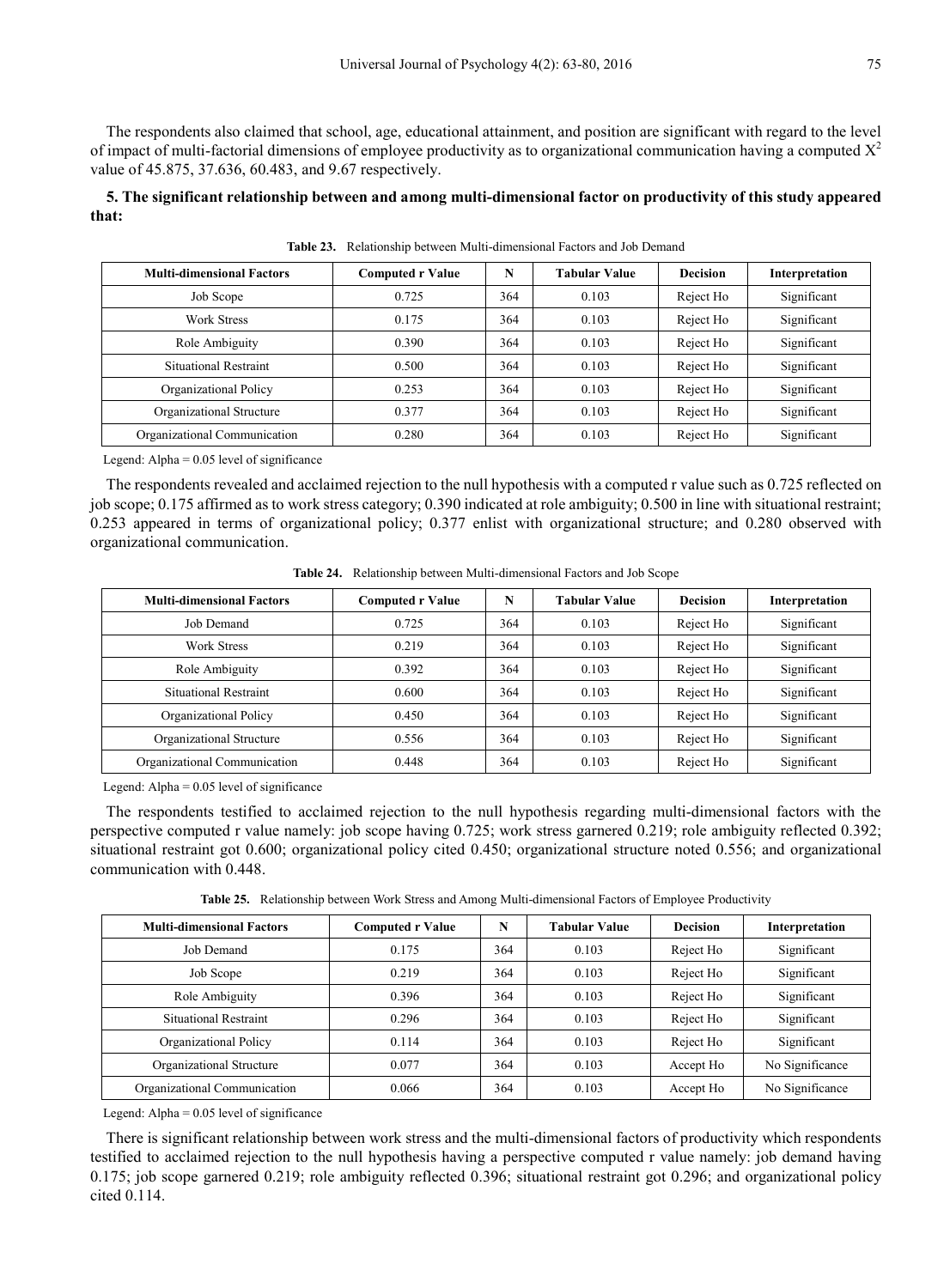The respondents also claimed that school, age, educational attainment, and position are significant with regard to the level of impact of multi-factorial dimensions of employee productivity as to organizational communication having a computed $X^2$ value of 45.875, 37.636, 60.483, and 9.67 respectively.

**5. The significant relationship between and among multi-dimensional factor on productivity of this study appeared that:**

**Table 23.** Relationship between Multi-dimensional Factors and Job Demand

| Multi-dimensional Factors | Computed r Value | N | Tabular Value | Decision | Interpretation |
|---|---|---|---|---|---|
| Job Scope | 0.725 | 364 | 0.103 | Reject Ho | Significant |
| Work Stress | 0.175 | 364 | 0.103 | Reject Ho | Significant |
| Role Ambiguity | 0.390 | 364 | 0.103 | Reject Ho | Significant |
| Situational Restraint | 0.500 | 364 | 0.103 | Reject Ho | Significant |
| Organizational Policy | 0.253 | 364 | 0.103 | Reject Ho | Significant |
| Organizational Structure | 0.377 | 364 | 0.103 | Reject Ho | Significant |
| Organizational Communication | 0.280 | 364 | 0.103 | Reject Ho | Significant |

Legend: Alpha = 0.05 level of significance

The respondents revealed and acclaimed rejection to the null hypothesis with a computed r value such as 0.725 reflected on job scope; 0.175 affirmed as to work stress category; 0.390 indicated at role ambiguity; 0.500 in line with situational restraint; 0.253 appeared in terms of organizational policy; 0.377 enlist with organizational structure; and 0.280 observed with organizational communication.

**Table 24.** Relationship between Multi-dimensional Factors and Job Scope

| Multi-dimensional Factors | Computed r Value | N | Tabular Value | Decision | Interpretation |
|---|---|---|---|---|---|
| Job Demand | 0.725 | 364 | 0.103 | Reject Ho | Significant |
| Work Stress | 0.219 | 364 | 0.103 | Reject Ho | Significant |
| Role Ambiguity | 0.392 | 364 | 0.103 | Reject Ho | Significant |
| Situational Restraint | 0.600 | 364 | 0.103 | Reject Ho | Significant |
| Organizational Policy | 0.450 | 364 | 0.103 | Reject Ho | Significant |
| Organizational Structure | 0.556 | 364 | 0.103 | Reject Ho | Significant |
| Organizational Communication | 0.448 | 364 | 0.103 | Reject Ho | Significant |

Legend: Alpha = 0.05 level of significance

The respondents testified to acclaimed rejection to the null hypothesis regarding multi-dimensional factors with the perspective computed r value namely: job scope having 0.725; work stress garnered 0.219; role ambiguity reflected 0.392; situational restraint got 0.600; organizational policy cited 0.450; organizational structure noted 0.556; and organizational communication with 0.448.

**Table 25.** Relationship between Work Stress and Among Multi-dimensional Factors of Employee Productivity

| Multi-dimensional Factors | Computed r Value | N | Tabular Value | Decision | Interpretation |
|---|---|---|---|---|---|
| Job Demand | 0.175 | 364 | 0.103 | Reject Ho | Significant |
| Job Scope | 0.219 | 364 | 0.103 | Reject Ho | Significant |
| Role Ambiguity | 0.396 | 364 | 0.103 | Reject Ho | Significant |
| Situational Restraint | 0.296 | 364 | 0.103 | Reject Ho | Significant |
| Organizational Policy | 0.114 | 364 | 0.103 | Reject Ho | Significant |
| Organizational Structure | 0.077 | 364 | 0.103 | Accept Ho | No Significance |
| Organizational Communication | 0.066 | 364 | 0.103 | Accept Ho | No Significance |

Legend: Alpha = 0.05 level of significance

There is significant relationship between work stress and the multi-dimensional factors of productivity which respondents testified to acclaimed rejection to the null hypothesis having a perspective computed r value namely: job demand having 0.175; job scope garnered 0.219; role ambiguity reflected 0.396; situational restraint got 0.296; and organizational policy cited 0.114.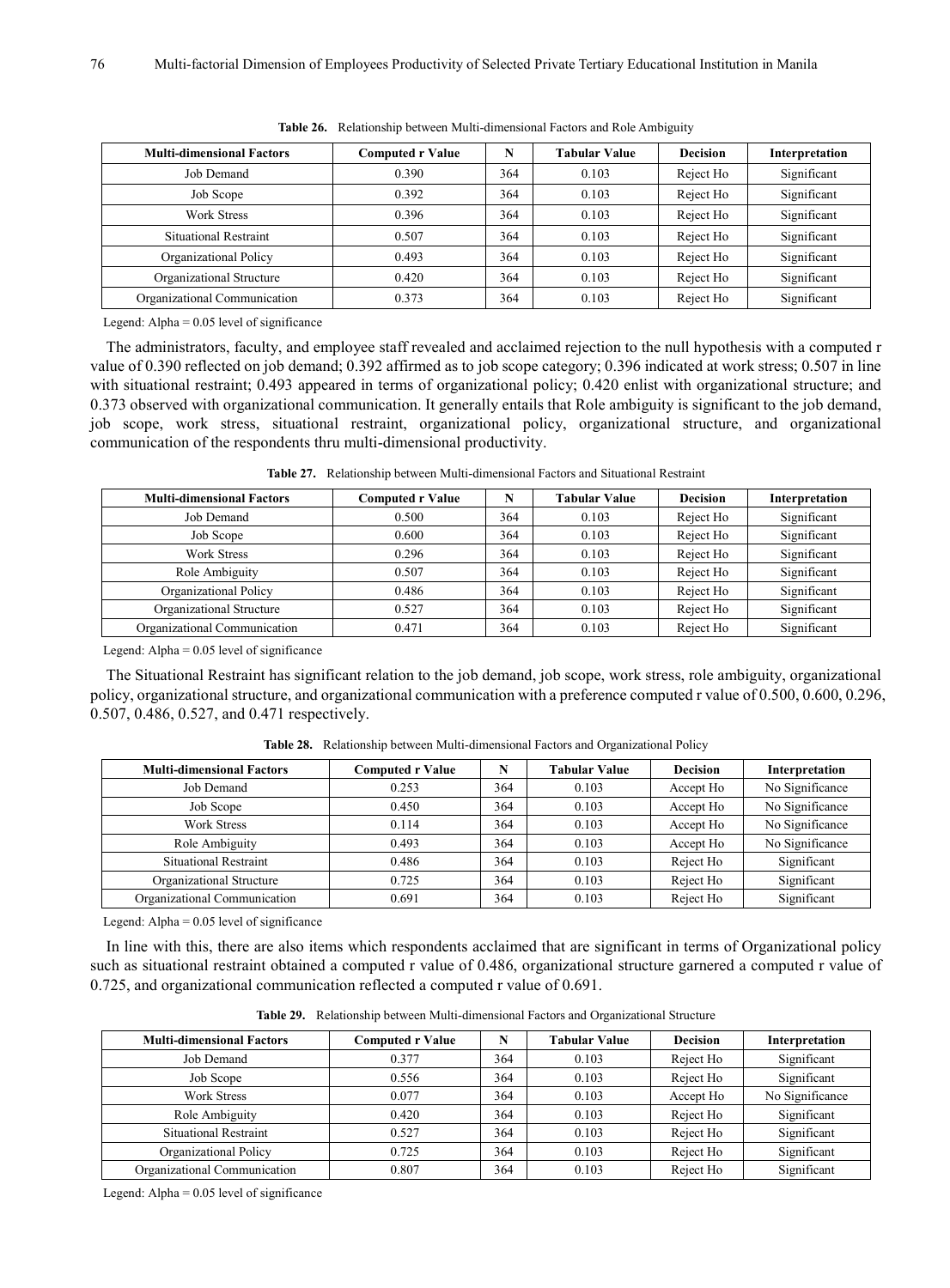**Table 26.** Relationship between Multi-dimensional Factors and Role Ambiguity

| Multi-dimensional Factors | Computed r Value | N | Tabular Value | Decision | Interpretation |
|---|---|---|---|---|---|
| Job Demand | 0.390 | 364 | 0.103 | Reject Ho | Significant |
| Job Scope | 0.392 | 364 | 0.103 | Reject Ho | Significant |
| Work Stress | 0.396 | 364 | 0.103 | Reject Ho | Significant |
| Situational Restraint | 0.507 | 364 | 0.103 | Reject Ho | Significant |
| Organizational Policy | 0.493 | 364 | 0.103 | Reject Ho | Significant |
| Organizational Structure | 0.420 | 364 | 0.103 | Reject Ho | Significant |
| Organizational Communication | 0.373 | 364 | 0.103 | Reject Ho | Significant |

Legend: Alpha = 0.05 level of significance

The administrators, faculty, and employee staff revealed and acclaimed rejection to the null hypothesis with a computed r value of 0.390 reflected on job demand; 0.392 affirmed as to job scope category; 0.396 indicated at work stress; 0.507 in line with situational restraint; 0.493 appeared in terms of organizational policy; 0.420 enlist with organizational structure; and 0.373 observed with organizational communication. It generally entails that Role ambiguity is significant to the job demand, job scope, work stress, situational restraint, organizational policy, organizational structure, and organizational communication of the respondents thru multi-dimensional productivity.

**Table 27.** Relationship between Multi-dimensional Factors and Situational Restraint

| Multi-dimensional Factors | Computed r Value | N | Tabular Value | Decision | Interpretation |
|---|---|---|---|---|---|
| Job Demand | 0.500 | 364 | 0.103 | Reject Ho | Significant |
| Job Scope | 0.600 | 364 | 0.103 | Reject Ho | Significant |
| Work Stress | 0.296 | 364 | 0.103 | Reject Ho | Significant |
| Role Ambiguity | 0.507 | 364 | 0.103 | Reject Ho | Significant |
| Organizational Policy | 0.486 | 364 | 0.103 | Reject Ho | Significant |
| Organizational Structure | 0.527 | 364 | 0.103 | Reject Ho | Significant |
| Organizational Communication | 0.471 | 364 | 0.103 | Reject Ho | Significant |

Legend: Alpha = 0.05 level of significance

The Situational Restraint has significant relation to the job demand, job scope, work stress, role ambiguity, organizational policy, organizational structure, and organizational communication with a preference computed r value of 0.500, 0.600, 0.296, 0.507, 0.486, 0.527, and 0.471 respectively.

**Table 28.** Relationship between Multi-dimensional Factors and Organizational Policy

| Multi-dimensional Factors | Computed r Value | N | Tabular Value | Decision | Interpretation |
|---|---|---|---|---|---|
| Job Demand | 0.253 | 364 | 0.103 | Accept Ho | No Significance |
| Job Scope | 0.450 | 364 | 0.103 | Accept Ho | No Significance |
| Work Stress | 0.114 | 364 | 0.103 | Accept Ho | No Significance |
| Role Ambiguity | 0.493 | 364 | 0.103 | Accept Ho | No Significance |
| Situational Restraint | 0.486 | 364 | 0.103 | Reject Ho | Significant |
| Organizational Structure | 0.725 | 364 | 0.103 | Reject Ho | Significant |
| Organizational Communication | 0.691 | 364 | 0.103 | Reject Ho | Significant |

Legend: Alpha = 0.05 level of significance

In line with this, there are also items which respondents acclaimed that are significant in terms of Organizational policy such as situational restraint obtained a computed r value of 0.486, organizational structure garnered a computed r value of 0.725, and organizational communication reflected a computed r value of 0.691.

**Table 29.** Relationship between Multi-dimensional Factors and Organizational Structure

| Multi-dimensional Factors | Computed r Value | N | Tabular Value | Decision | Interpretation |
|---|---|---|---|---|---|
| Job Demand | 0.377 | 364 | 0.103 | Reject Ho | Significant |
| Job Scope | 0.556 | 364 | 0.103 | Reject Ho | Significant |
| Work Stress | 0.077 | 364 | 0.103 | Accept Ho | No Significance |
| Role Ambiguity | 0.420 | 364 | 0.103 | Reject Ho | Significant |
| Situational Restraint | 0.527 | 364 | 0.103 | Reject Ho | Significant |
| Organizational Policy | 0.725 | 364 | 0.103 | Reject Ho | Significant |
| Organizational Communication | 0.807 | 364 | 0.103 | Reject Ho | Significant |

Legend: Alpha = 0.05 level of significance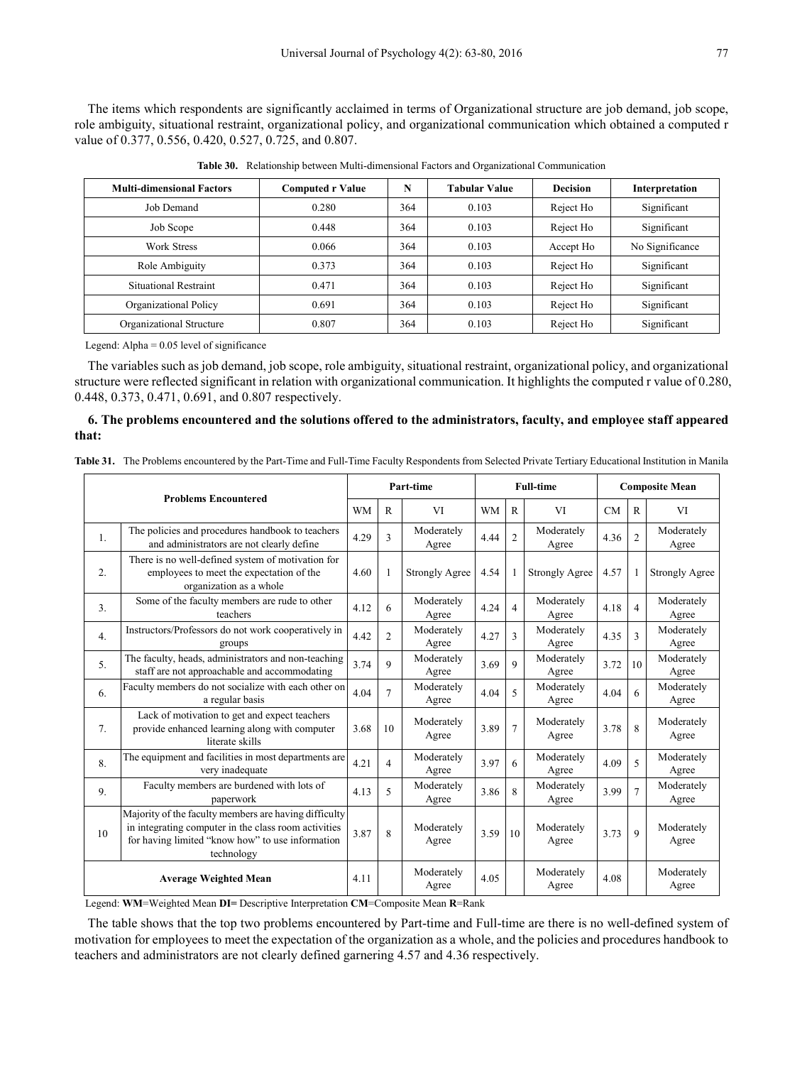The items which respondents are significantly acclaimed in terms of Organizational structure are job demand, job scope, role ambiguity, situational restraint, organizational policy, and organizational communication which obtained a computed r value of 0.377, 0.556, 0.420, 0.527, 0.725, and 0.807.

**Table 30.** Relationship between Multi-dimensional Factors and Organizational Communication

| Multi-dimensional Factors | Computed r Value | N | Tabular Value | Decision | Interpretation |
|---|---|---|---|---|---|
| Job Demand | 0.280 | 364 | 0.103 | Reject Ho | Significant |
| Job Scope | 0.448 | 364 | 0.103 | Reject Ho | Significant |
| Work Stress | 0.066 | 364 | 0.103 | Accept Ho | No Significance |
| Role Ambiguity | 0.373 | 364 | 0.103 | Reject Ho | Significant |
| Situational Restraint | 0.471 | 364 | 0.103 | Reject Ho | Significant |
| Organizational Policy | 0.691 | 364 | 0.103 | Reject Ho | Significant |
| Organizational Structure | 0.807 | 364 | 0.103 | Reject Ho | Significant |

Legend: Alpha = 0.05 level of significance

The variables such as job demand, job scope, role ambiguity, situational restraint, organizational policy, and organizational structure were reflected significant in relation with organizational communication. It highlights the computed r value of 0.280, 0.448, 0.373, 0.471, 0.691, and 0.807 respectively.

**6. The problems encountered and the solutions offered to the administrators, faculty, and employee staff appeared that:**

**Table 31.** The Problems encountered by the Part-Time and Full-Time Faculty Respondents from Selected Private Tertiary Educational Institution in Manila

| | Problems Encountered | Part-time | | | Full-time | | | Composite Mean | | |
|---|---|---|---|---|---|---|---|---|---|---|
| | | WM | R | VI | WM | R | VI | CM | R | VI |
| 1. | The policies and procedures handbook to teachers and administrators are not clearly define | 4.29 | 3 | Moderately Agree | 4.44 | 2 | Moderately Agree | 4.36 | 2 | Moderately Agree |
| 2. | There is no well-defined system of motivation for employees to meet the expectation of the organization as a whole | 4.60 | 1 | Strongly Agree | 4.54 | 1 | Strongly Agree | 4.57 | 1 | Strongly Agree |
| 3. | Some of the faculty members are rude to other teachers | 4.12 | 6 | Moderately Agree | 4.24 | 4 | Moderately Agree | 4.18 | 4 | Moderately Agree |
| 4. | Instructors/Professors do not work cooperatively in groups | 4.42 | 2 | Moderately Agree | 4.27 | 3 | Moderately Agree | 4.35 | 3 | Moderately Agree |
| 5. | The faculty, heads, administrators and non-teaching staff are not approachable and accommodating | 3.74 | 9 | Moderately Agree | 3.69 | 9 | Moderately Agree | 3.72 | 10 | Moderately Agree |
| 6. | Faculty members do not socialize with each other on a regular basis | 4.04 | 7 | Moderately Agree | 4.04 | 5 | Moderately Agree | 4.04 | 6 | Moderately Agree |
| 7. | Lack of motivation to get and expect teachers provide enhanced learning along with computer literate skills | 3.68 | 10 | Moderately Agree | 3.89 | 7 | Moderately Agree | 3.78 | 8 | Moderately Agree |
| 8. | The equipment and facilities in most departments are very inadequate | 4.21 | 4 | Moderately Agree | 3.97 | 6 | Moderately Agree | 4.09 | 5 | Moderately Agree |
| 9. | Faculty members are burdened with lots of paperwork | 4.13 | 5 | Moderately Agree | 3.86 | 8 | Moderately Agree | 3.99 | 7 | Moderately Agree |
| 10 | Majority of the faculty members are having difficulty in integrating computer in the class room activities for having limited "know how" to use information technology | 3.87 | 8 | Moderately Agree | 3.59 | 10 | Moderately Agree | 3.73 | 9 | Moderately Agree |
| | **Average Weighted Mean** | 4.11 | | Moderately Agree | 4.05 | | Moderately Agree | 4.08 | | Moderately Agree |

Legend: **WM**=Weighted Mean **DI=** Descriptive Interpretation **CM**=Composite Mean **R**=Rank

The table shows that the top two problems encountered by Part-time and Full-time are there is no well-defined system of motivation for employees to meet the expectation of the organization as a whole, and the policies and procedures handbook to teachers and administrators are not clearly defined garnering 4.57 and 4.36 respectively.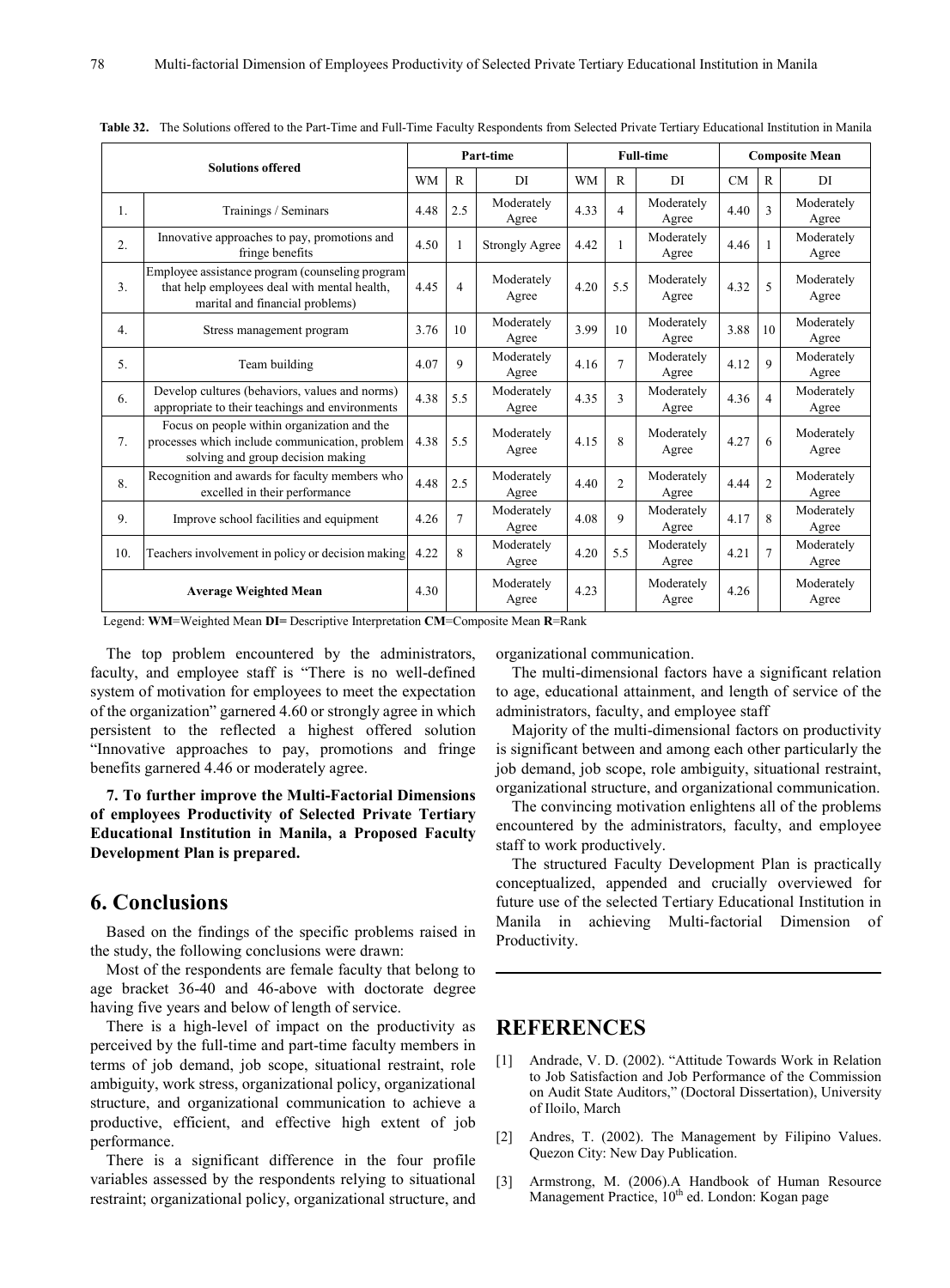**Table 32.** The Solutions offered to the Part-Time and Full-Time Faculty Respondents from Selected Private Tertiary Educational Institution in Manila

| Solutions offered | | Part-time | | | Full-time | | | Composite Mean | | |
|---|---|---|---|---|---|---|---|---|---|---|
| | | WM | R | DI | WM | R | DI | CM | R | DI |
| 1. | Trainings / Seminars | 4.48 | 2.5 | Moderately Agree | 4.33 | 4 | Moderately Agree | 4.40 | 3 | Moderately Agree |
| 2. | Innovative approaches to pay, promotions and fringe benefits | 4.50 | 1 | Strongly Agree | 4.42 | 1 | Moderately Agree | 4.46 | 1 | Moderately Agree |
| 3. | Employee assistance program (counseling program that help employees deal with mental health, marital and financial problems) | 4.45 | 4 | Moderately Agree | 4.20 | 5.5 | Moderately Agree | 4.32 | 5 | Moderately Agree |
| 4. | Stress management program | 3.76 | 10 | Moderately Agree | 3.99 | 10 | Moderately Agree | 3.88 | 10 | Moderately Agree |
| 5. | Team building | 4.07 | 9 | Moderately Agree | 4.16 | 7 | Moderately Agree | 4.12 | 9 | Moderately Agree |
| 6. | Develop cultures (behaviors, values and norms) appropriate to their teachings and environments | 4.38 | 5.5 | Moderately Agree | 4.35 | 3 | Moderately Agree | 4.36 | 4 | Moderately Agree |
| 7. | Focus on people within organization and the processes which include communication, problem solving and group decision making | 4.38 | 5.5 | Moderately Agree | 4.15 | 8 | Moderately Agree | 4.27 | 6 | Moderately Agree |
| 8. | Recognition and awards for faculty members who excelled in their performance | 4.48 | 2.5 | Moderately Agree | 4.40 | 2 | Moderately Agree | 4.44 | 2 | Moderately Agree |
| 9. | Improve school facilities and equipment | 4.26 | 7 | Moderately Agree | 4.08 | 9 | Moderately Agree | 4.17 | 8 | Moderately Agree |
| 10. | Teachers involvement in policy or decision making | 4.22 | 8 | Moderately Agree | 4.20 | 5.5 | Moderately Agree | 4.21 | 7 | Moderately Agree |
| Average Weighted Mean | | 4.30 | | Moderately Agree | 4.23 | | Moderately Agree | 4.26 | | Moderately Agree |

Legend: **WM**=Weighted Mean **DI=** Descriptive Interpretation **CM**=Composite Mean **R**=Rank

The top problem encountered by the administrators, faculty, and employee staff is "There is no well-defined system of motivation for employees to meet the expectation of the organization" garnered 4.60 or strongly agree in which persistent to the reflected a highest offered solution "Innovative approaches to pay, promotions and fringe benefits garnered 4.46 or moderately agree.

**7. To further improve the Multi-Factorial Dimensions of employees Productivity of Selected Private Tertiary Educational Institution in Manila, a Proposed Faculty Development Plan is prepared.**

# 6. Conclusions

Based on the findings of the specific problems raised in the study, the following conclusions were drawn:

Most of the respondents are female faculty that belong to age bracket 36-40 and 46-above with doctorate degree having five years and below of length of service.

There is a high-level of impact on the productivity as perceived by the full-time and part-time faculty members in terms of job demand, job scope, situational restraint, role ambiguity, work stress, organizational policy, organizational structure, and organizational communication to achieve a productive, efficient, and effective high extent of job performance.

There is a significant difference in the four profile variables assessed by the respondents relying to situational restraint; organizational policy, organizational structure, and organizational communication.

The multi-dimensional factors have a significant relation to age, educational attainment, and length of service of the administrators, faculty, and employee staff

Majority of the multi-dimensional factors on productivity is significant between and among each other particularly the job demand, job scope, role ambiguity, situational restraint, organizational structure, and organizational communication.

The convincing motivation enlightens all of the problems encountered by the administrators, faculty, and employee staff to work productively.

The structured Faculty Development Plan is practically conceptualized, appended and crucially overviewed for future use of the selected Tertiary Educational Institution in Manila in achieving Multi-factorial Dimension of Productivity.

# REFERENCES

[1] Andrade, V. D. (2002). "Attitude Towards Work in Relation to Job Satisfaction and Job Performance of the Commission on Audit State Auditors," (Doctoral Dissertation), University of Iloilo, March

[2] Andres, T. (2002). The Management by Filipino Values. Quezon City: New Day Publication.

[3] Armstrong, M. (2006).A Handbook of Human Resource Management Practice, 10th ed. London: Kogan page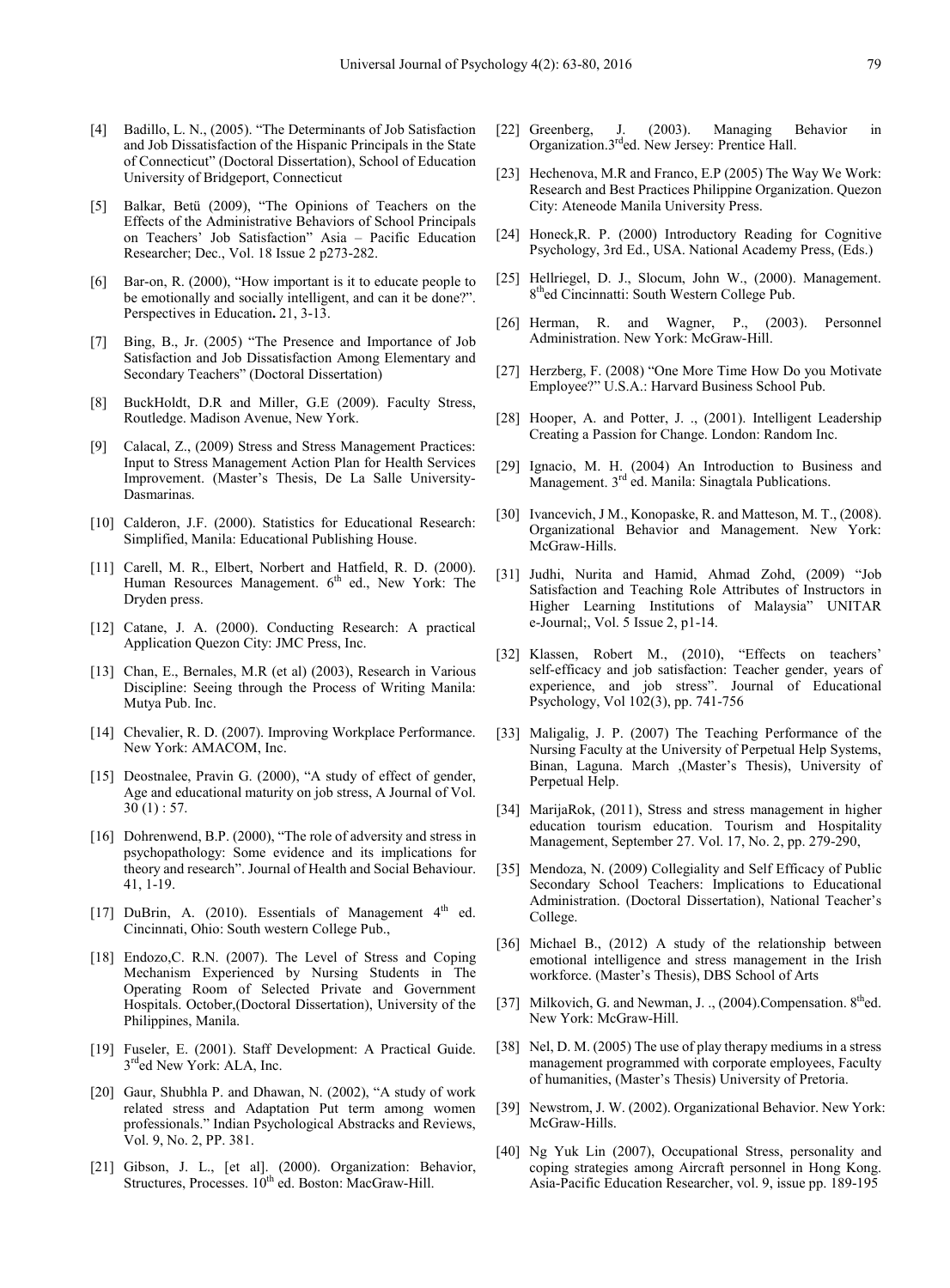[4] Badillo, L. N., (2005). "The Determinants of Job Satisfaction and Job Dissatisfaction of the Hispanic Principals in the State of Connecticut" (Doctoral Dissertation), School of Education University of Bridgeport, Connecticut

[5] Balkar, Betü (2009), "The Opinions of Teachers on the Effects of the Administrative Behaviors of School Principals on Teachers' Job Satisfaction" Asia – Pacific Education Researcher; Dec., Vol. 18 Issue 2 p273-282.

[6] Bar-on, R. (2000), "How important is it to educate people to be emotionally and socially intelligent, and can it be done?". Perspectives in Education**.** 21, 3-13.

[7] Bing, B., Jr. (2005) "The Presence and Importance of Job Satisfaction and Job Dissatisfaction Among Elementary and Secondary Teachers" (Doctoral Dissertation)

[8] BuckHoldt, D.R and Miller, G.E (2009). Faculty Stress, Routledge. Madison Avenue, New York.

[9] Calacal, Z., (2009) Stress and Stress Management Practices: Input to Stress Management Action Plan for Health Services Improvement. (Master's Thesis, De La Salle University-Dasmarinas.

[10] Calderon, J.F. (2000). Statistics for Educational Research: Simplified, Manila: Educational Publishing House.

[11] Carell, M. R., Elbert, Norbert and Hatfield, R. D. (2000). Human Resources Management. 6th ed., New York: The Dryden press.

[12] Catane, J. A. (2000). Conducting Research: A practical Application Quezon City: JMC Press, Inc.

[13] Chan, E., Bernales, M.R (et al) (2003), Research in Various Discipline: Seeing through the Process of Writing Manila: Mutya Pub. Inc.

[14] Chevalier, R. D. (2007). Improving Workplace Performance. New York: AMACOM, Inc.

[15] Deostnalee, Pravin G. (2000), "A study of effect of gender, Age and educational maturity on job stress, A Journal of Vol. 30 (1) : 57.

[16] Dohrenwend, B.P. (2000), "The role of adversity and stress in psychopathology: Some evidence and its implications for theory and research". Journal of Health and Social Behaviour. 41, 1-19.

[17] DuBrin, A. (2010). Essentials of Management 4th ed. Cincinnati, Ohio: South western College Pub.,

[18] Endozo,C. R.N. (2007). The Level of Stress and Coping Mechanism Experienced by Nursing Students in The Operating Room of Selected Private and Government Hospitals. October,(Doctoral Dissertation), University of the Philippines, Manila.

[19] Fuseler, E. (2001). Staff Development: A Practical Guide. 3rded New York: ALA, Inc.

[20] Gaur, Shubhla P. and Dhawan, N. (2002), "A study of work related stress and Adaptation Put term among women professionals." Indian Psychological Abstracks and Reviews, Vol. 9, No. 2, PP. 381.

[21] Gibson, J. L., [et al]. (2000). Organization: Behavior, Structures, Processes. 10th ed. Boston: MacGraw-Hill.

[22] Greenberg, J. (2003). Managing Behavior in Organization.3rded. New Jersey: Prentice Hall.

[23] Hechenova, M.R and Franco, E.P (2005) The Way We Work: Research and Best Practices Philippine Organization. Quezon City: Ateneode Manila University Press.

[24] Honeck,R. P. (2000) Introductory Reading for Cognitive Psychology, 3rd Ed., USA. National Academy Press, (Eds.)

[25] Hellriegel, D. J., Slocum, John W., (2000). Management. 8thed Cincinnatti: South Western College Pub.

[26] Herman, R. and Wagner, P., (2003). Personnel Administration. New York: McGraw-Hill.

[27] Herzberg, F. (2008) "One More Time How Do you Motivate Employee?" U.S.A.: Harvard Business School Pub.

[28] Hooper, A. and Potter, J. ., (2001). Intelligent Leadership Creating a Passion for Change. London: Random Inc.

[29] Ignacio, M. H. (2004) An Introduction to Business and Management. 3rd ed. Manila: Sinagtala Publications.

[30] Ivancevich, J M., Konopaske, R. and Matteson, M. T., (2008). Organizational Behavior and Management. New York: McGraw-Hills.

[31] Judhi, Nurita and Hamid, Ahmad Zohd, (2009) "Job Satisfaction and Teaching Role Attributes of Instructors in Higher Learning Institutions of Malaysia" UNITAR e-Journal;, Vol. 5 Issue 2, p1-14.

[32] Klassen, Robert M., (2010), "Effects on teachers' self-efficacy and job satisfaction: Teacher gender, years of experience, and job stress". Journal of Educational Psychology, Vol 102(3), pp. 741-756

[33] Maligalig, J. P. (2007) The Teaching Performance of the Nursing Faculty at the University of Perpetual Help Systems, Binan, Laguna. March ,(Master's Thesis), University of Perpetual Help.

[34] MarijaRok, (2011), Stress and stress management in higher education tourism education. Tourism and Hospitality Management, September 27. Vol. 17, No. 2, pp. 279-290,

[35] Mendoza, N. (2009) Collegiality and Self Efficacy of Public Secondary School Teachers: Implications to Educational Administration. (Doctoral Dissertation), National Teacher's College.

[36] Michael B., (2012) A study of the relationship between emotional intelligence and stress management in the Irish workforce. (Master's Thesis), DBS School of Arts

[37] Milkovich, G. and Newman, J. ., (2004).Compensation. 8thed. New York: McGraw-Hill.

[38] Nel, D. M. (2005) The use of play therapy mediums in a stress management programmed with corporate employees, Faculty of humanities, (Master's Thesis) University of Pretoria.

[39] Newstrom, J. W. (2002). Organizational Behavior. New York: McGraw-Hills.

[40] Ng Yuk Lin (2007), Occupational Stress, personality and coping strategies among Aircraft personnel in Hong Kong. Asia-Pacific Education Researcher, vol. 9, issue pp. 189-195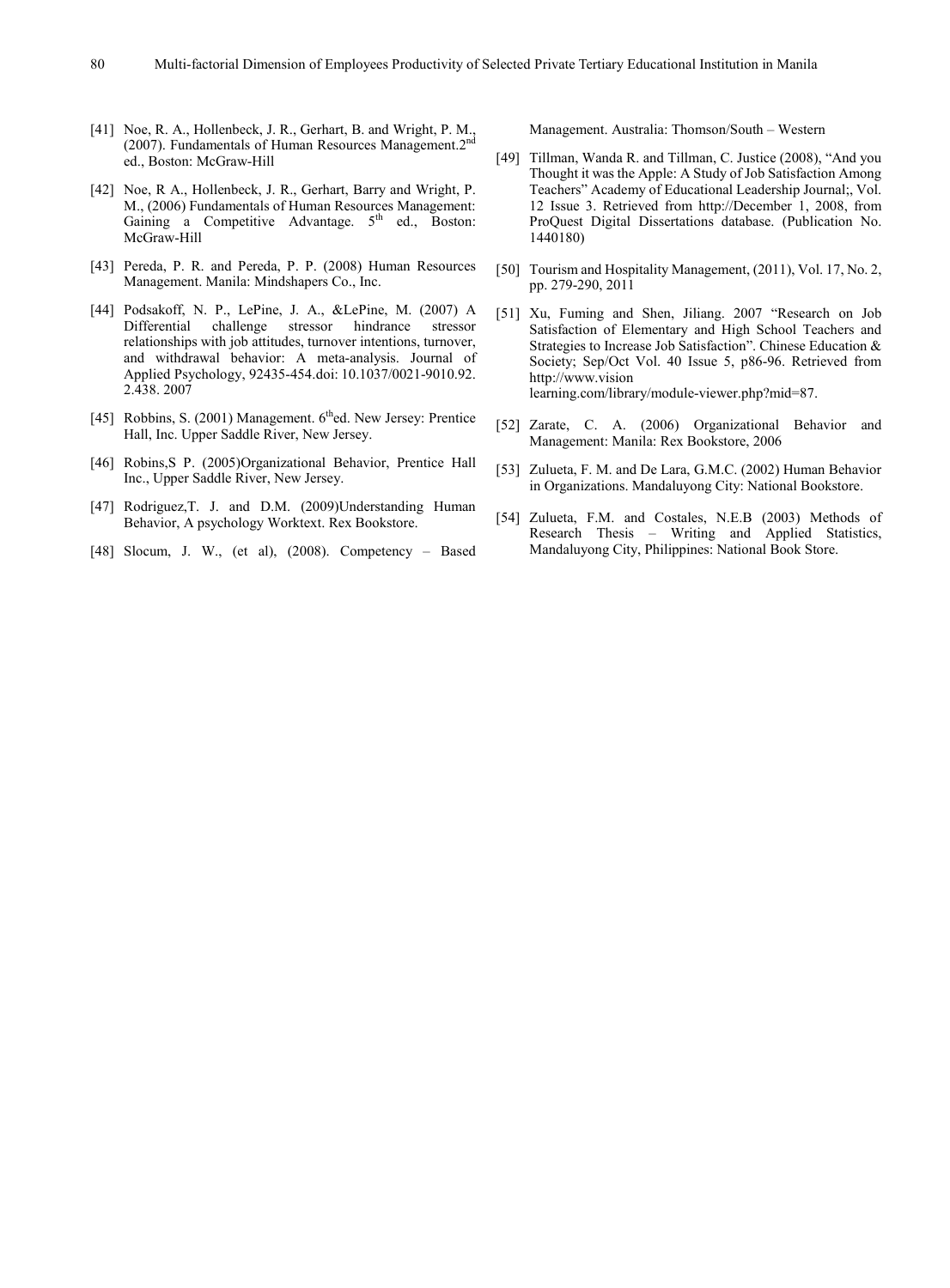[41] Noe, R. A., Hollenbeck, J. R., Gerhart, B. and Wright, P. M., (2007). Fundamentals of Human Resources Management.2nd ed., Boston: McGraw-Hill

[42] Noe, R A., Hollenbeck, J. R., Gerhart, Barry and Wright, P. M., (2006) Fundamentals of Human Resources Management: Gaining a Competitive Advantage. 5th ed., Boston: McGraw-Hill

[43] Pereda, P. R. and Pereda, P. P. (2008) Human Resources Management. Manila: Mindshapers Co., Inc.

[44] Podsakoff, N. P., LePine, J. A., &LePine, M. (2007) A Differential challenge stressor hindrance stressor relationships with job attitudes, turnover intentions, turnover, and withdrawal behavior: A meta-analysis. Journal of Applied Psychology, 92435-454.doi: 10.1037/0021-9010.92. 2.438. 2007

[45] Robbins, S. (2001) Management. 6thed. New Jersey: Prentice Hall, Inc. Upper Saddle River, New Jersey.

[46] Robins,S P. (2005)Organizational Behavior, Prentice Hall Inc., Upper Saddle River, New Jersey.

[47] Rodriguez,T. J. and D.M. (2009)Understanding Human Behavior, A psychology Worktext. Rex Bookstore.

[48] Slocum, J. W., (et al), (2008). Competency – Based Management. Australia: Thomson/South – Western

[49] Tillman, Wanda R. and Tillman, C. Justice (2008), "And you Thought it was the Apple: A Study of Job Satisfaction Among Teachers" Academy of Educational Leadership Journal;, Vol. 12 Issue 3. Retrieved from http://December 1, 2008, from ProQuest Digital Dissertations database. (Publication No. 1440180)

[50] Tourism and Hospitality Management, (2011), Vol. 17, No. 2, pp. 279-290, 2011

[51] Xu, Fuming and Shen, Jiliang. 2007 "Research on Job Satisfaction of Elementary and High School Teachers and Strategies to Increase Job Satisfaction". Chinese Education & Society; Sep/Oct Vol. 40 Issue 5, p86-96. Retrieved from http://www.vision learning.com/library/module-viewer.php?mid=87.

[52] Zarate, C. A. (2006) Organizational Behavior and Management: Manila: Rex Bookstore, 2006

[53] Zulueta, F. M. and De Lara, G.M.C. (2002) Human Behavior in Organizations. Mandaluyong City: National Bookstore.

[54] Zulueta, F.M. and Costales, N.E.B (2003) Methods of Research Thesis – Writing and Applied Statistics, Mandaluyong City, Philippines: National Book Store.